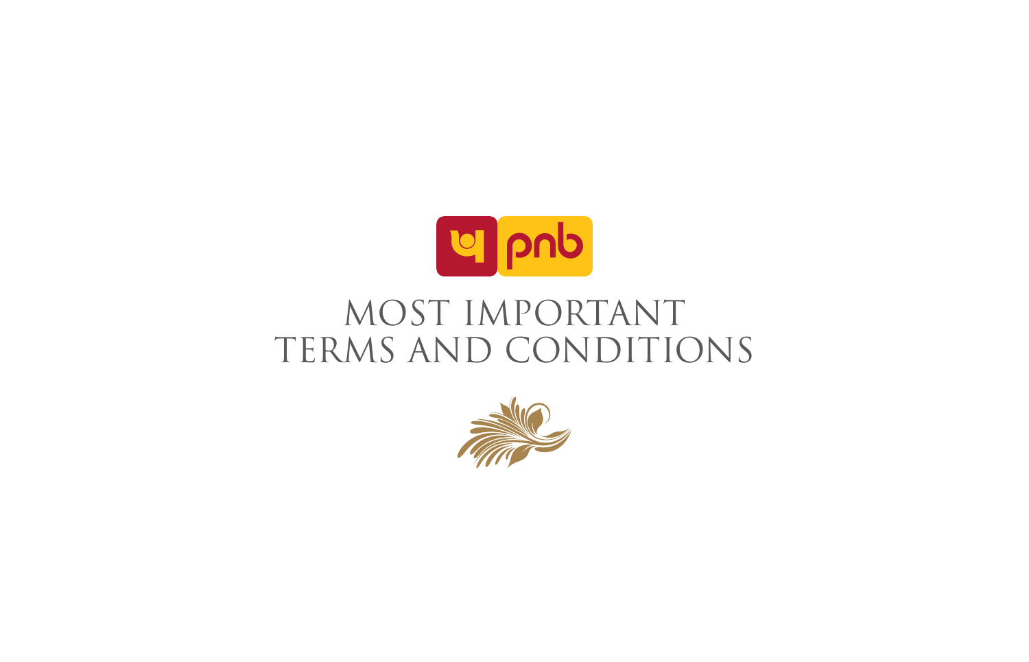pnb

# MOST IMPORTANT TERMS AND CONDITIONS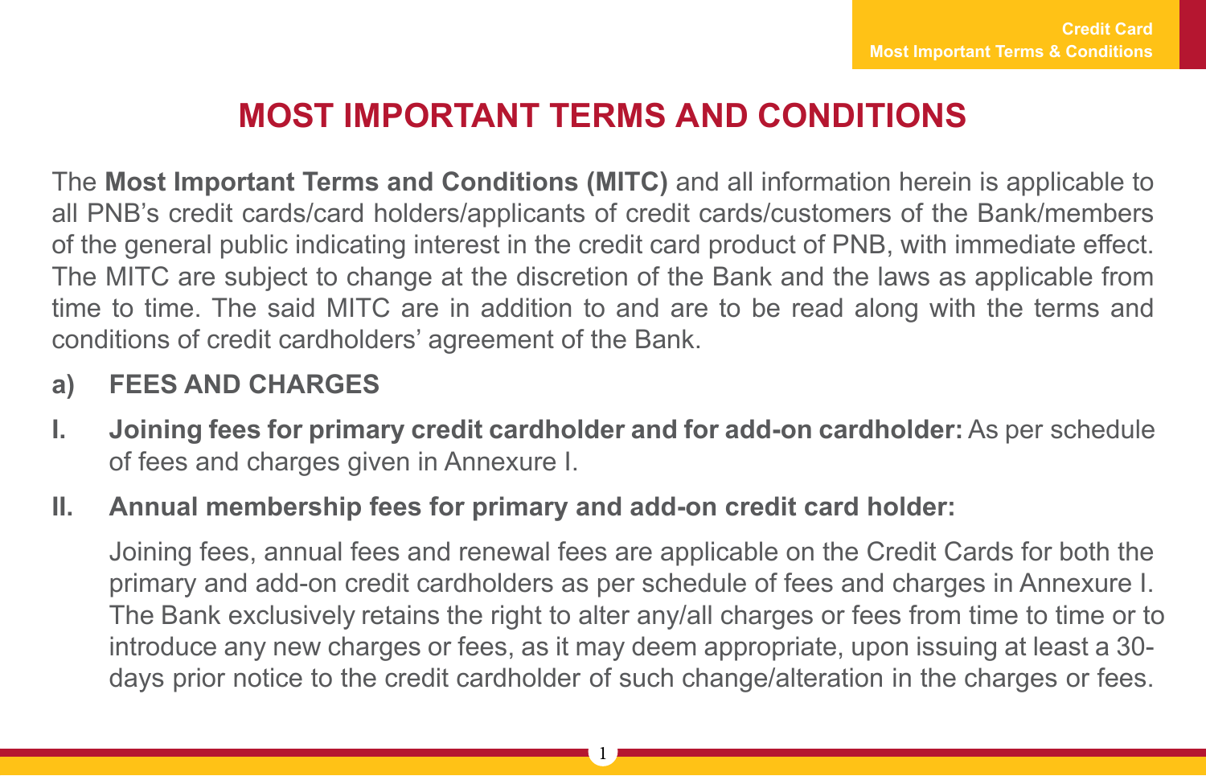# MOST IMPORTANT TERMS AND CONDITIONS

The **Most Important Terms and Conditions (MITC)** and all information herein is applicable to all PNB's credit cards/card holders/applicants of credit cards/customers of the Bank/members of the general public indicating interest in the credit card product of PNB, with immediate effect. The MITC are subject to change at the discretion of the Bank and the laws as applicable from time to time. The said MITC are in addition to and are to be read along with the terms and conditions of credit cardholders' agreement of the Bank.

## a) FEES AND CHARGES

**I. Joining fees for primary credit cardholder and for add-on cardholder:** As per schedule of fees and charges given in Annexure I.

**II. Annual membership fees for primary and add-on credit card holder:**

Joining fees, annual fees and renewal fees are applicable on the Credit Cards for both the primary and add-on credit cardholders as per schedule of fees and charges in Annexure I. The Bank exclusively retains the right to alter any/all charges or fees from time to time or to introduce any new charges or fees, as it may deem appropriate, upon issuing at least a 30-days prior notice to the credit cardholder of such change/alteration in the charges or fees.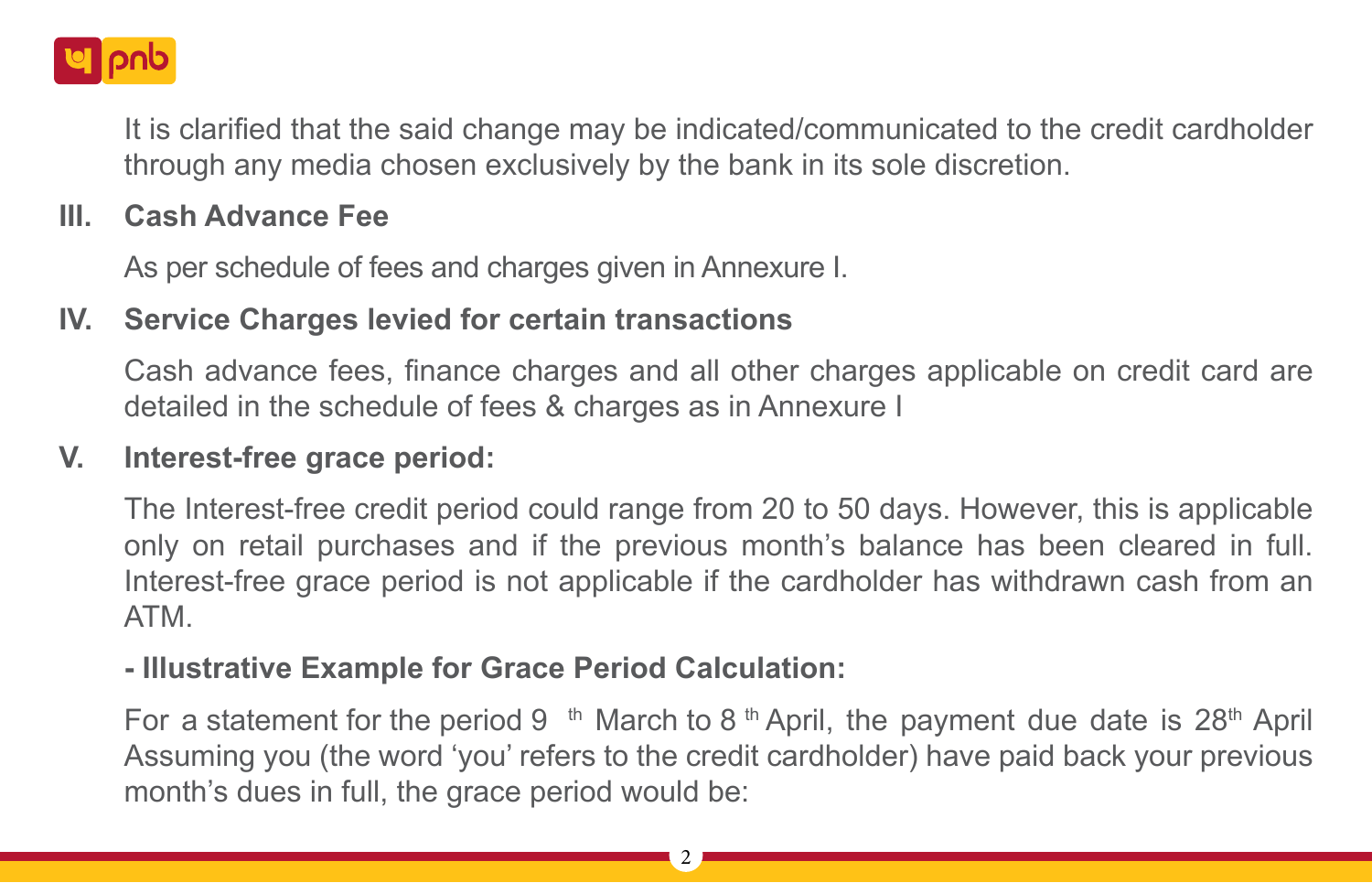It is clarified that the said change may be indicated/communicated to the credit cardholder through any media chosen exclusively by the bank in its sole discretion.

## III. Cash Advance Fee

As per schedule of fees and charges given in Annexure I.

## IV. Service Charges levied for certain transactions

Cash advance fees, finance charges and all other charges applicable on credit card are detailed in the schedule of fees & charges as in Annexure I

## V. Interest-free grace period:

The Interest-free credit period could range from 20 to 50 days. However, this is applicable only on retail purchases and if the previous month's balance has been cleared in full. Interest-free grace period is not applicable if the cardholder has withdrawn cash from an ATM.

**- Illustrative Example for Grace Period Calculation:**

For a statement for the period 9th March to 8th April, the payment due date is 28th April Assuming you (the word 'you' refers to the credit cardholder) have paid back your previous month's dues in full, the grace period would be: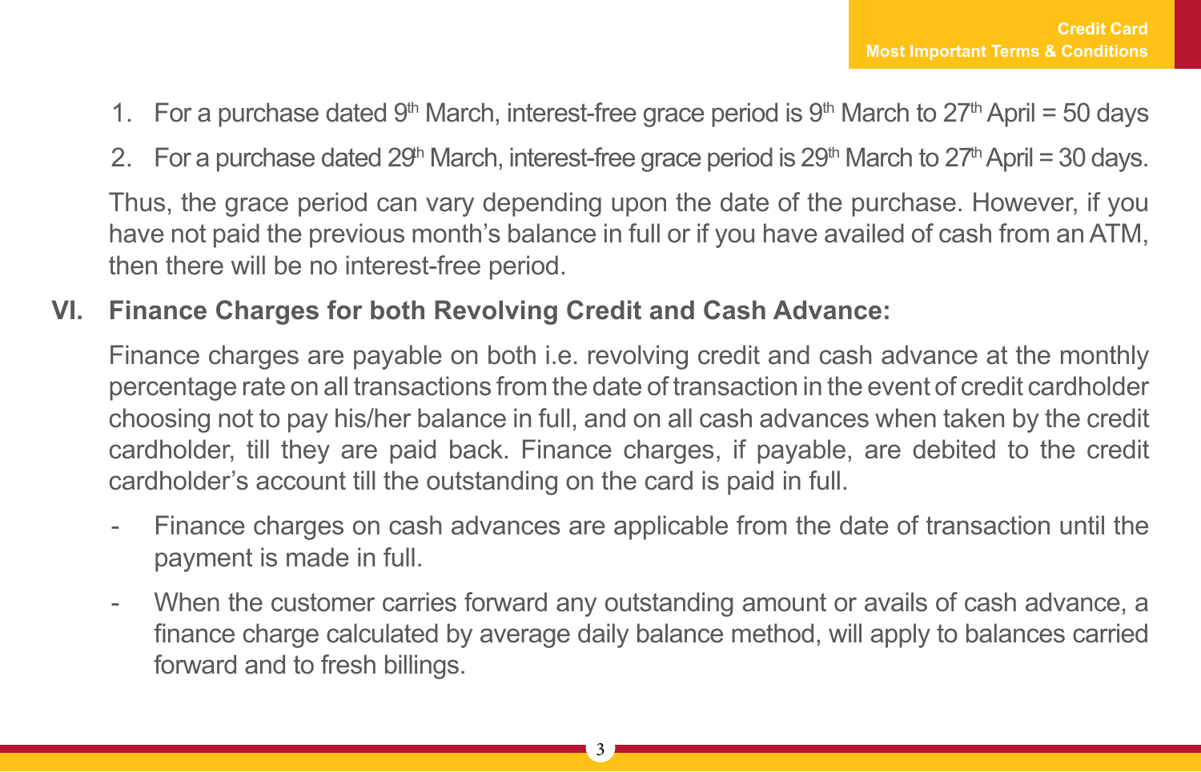1. For a purchase dated 9th March, interest-free grace period is 9th March to 27th April = 50 days
2. For a purchase dated 29th March, interest-free grace period is 29th March to 27th April = 30 days.

Thus, the grace period can vary depending upon the date of the purchase. However, if you have not paid the previous month's balance in full or if you have availed of cash from an ATM, then there will be no interest-free period.

## VI. Finance Charges for both Revolving Credit and Cash Advance:

Finance charges are payable on both i.e. revolving credit and cash advance at the monthly percentage rate on all transactions from the date of transaction in the event of credit cardholder choosing not to pay his/her balance in full, and on all cash advances when taken by the credit cardholder, till they are paid back. Finance charges, if payable, are debited to the credit cardholder's account till the outstanding on the card is paid in full.

- Finance charges on cash advances are applicable from the date of transaction until the payment is made in full.
- When the customer carries forward any outstanding amount or avails of cash advance, a finance charge calculated by average daily balance method, will apply to balances carried forward and to fresh billings.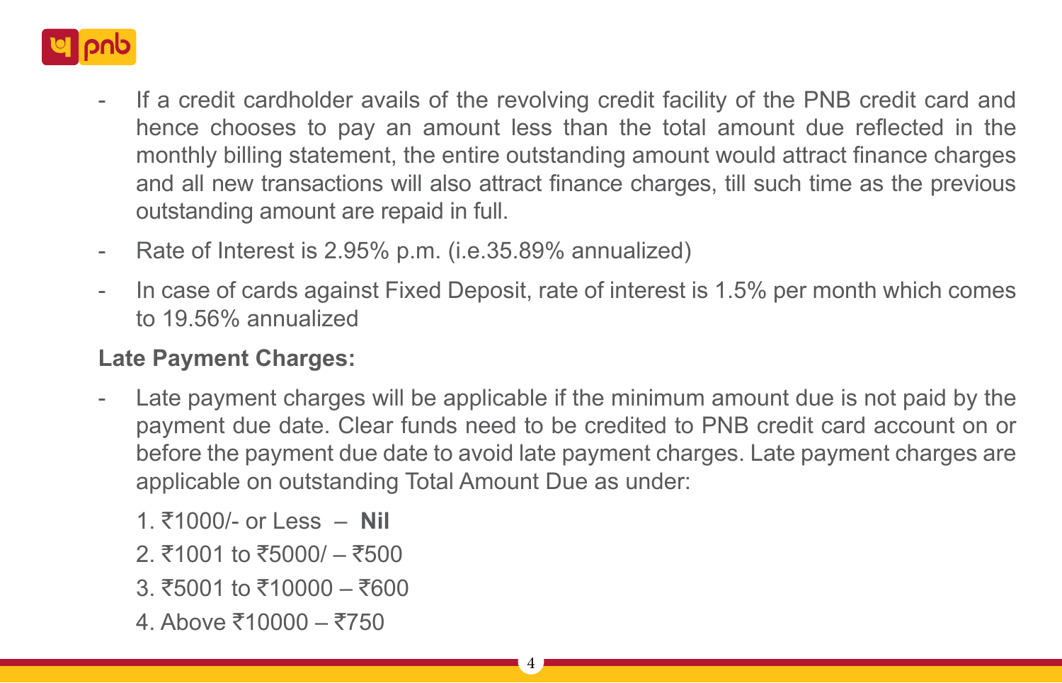- If a credit cardholder avails of the revolving credit facility of the PNB credit card and hence chooses to pay an amount less than the total amount due reflected in the monthly billing statement, the entire outstanding amount would attract finance charges and all new transactions will also attract finance charges, till such time as the previous outstanding amount are repaid in full.
- Rate of Interest is 2.95% p.m. (i.e.35.89% annualized)
- In case of cards against Fixed Deposit, rate of interest is 1.5% per month which comes to 19.56% annualized

**Late Payment Charges:**

- Late payment charges will be applicable if the minimum amount due is not paid by the payment due date. Clear funds need to be credited to PNB credit card account on or before the payment due date to avoid late payment charges. Late payment charges are applicable on outstanding Total Amount Due as under:

  1. ₹1000/- or Less – **Nil**
  2. ₹1001 to ₹5000/ – ₹500
  3. ₹5001 to ₹10000 – ₹600
  4. Above ₹10000 – ₹750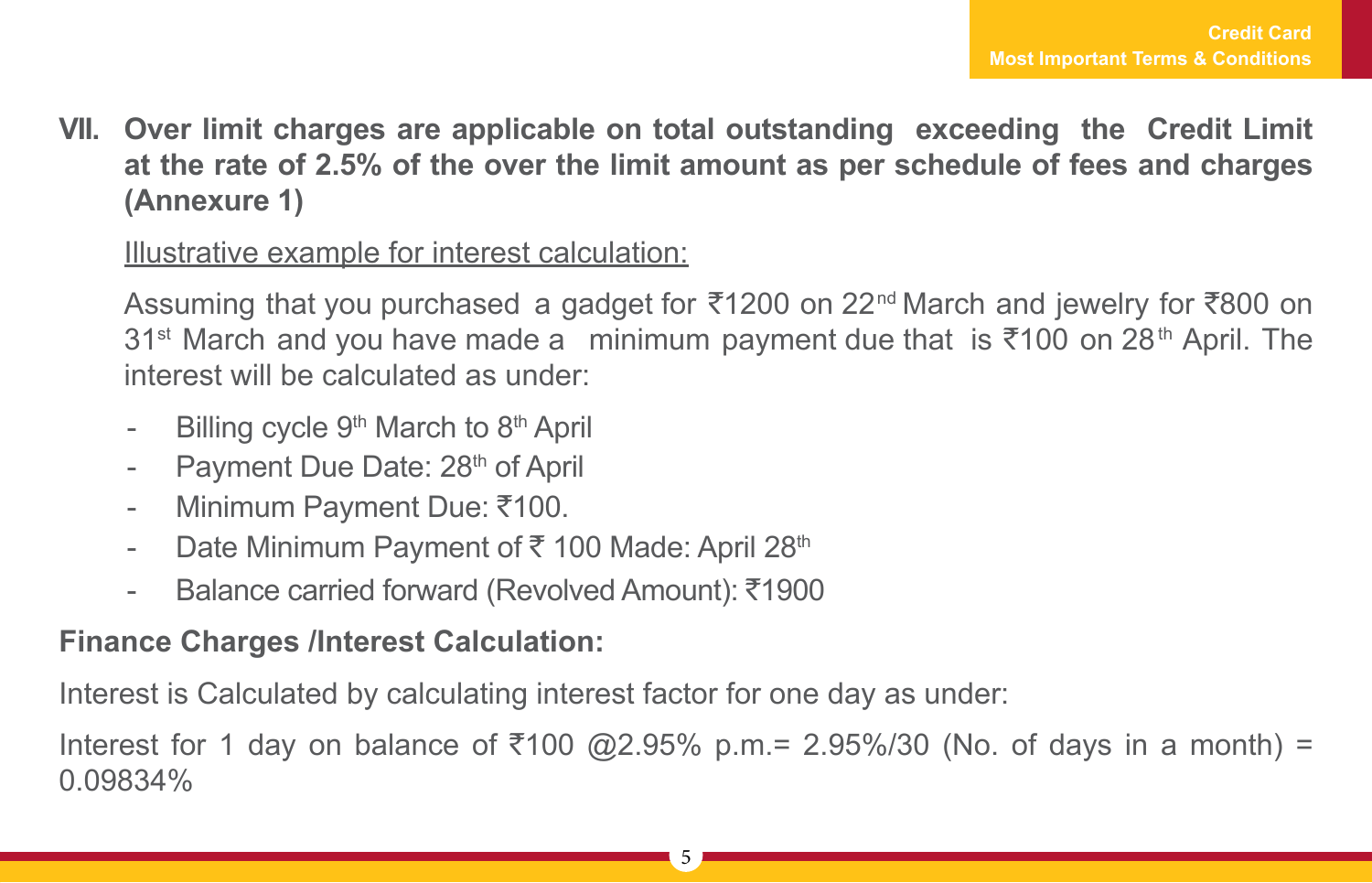**VII. Over limit charges are applicable on total outstanding exceeding the Credit Limit at the rate of 2.5% of the over the limit amount as per schedule of fees and charges (Annexure 1)**

Illustrative example for interest calculation:

Assuming that you purchased a gadget for ₹1200 on 22nd March and jewelry for ₹800 on 31st March and you have made a minimum payment due that is ₹100 on 28th April. The interest will be calculated as under:

- Billing cycle 9th March to 8th April
- Payment Due Date: 28th of April
- Minimum Payment Due: ₹100.
- Date Minimum Payment of ₹ 100 Made: April 28th
- Balance carried forward (Revolved Amount): ₹1900

**Finance Charges /Interest Calculation:**

Interest is Calculated by calculating interest factor for one day as under:

Interest for 1 day on balance of ₹100 @2.95% p.m.= 2.95%/30 (No. of days in a month) = 0.09834%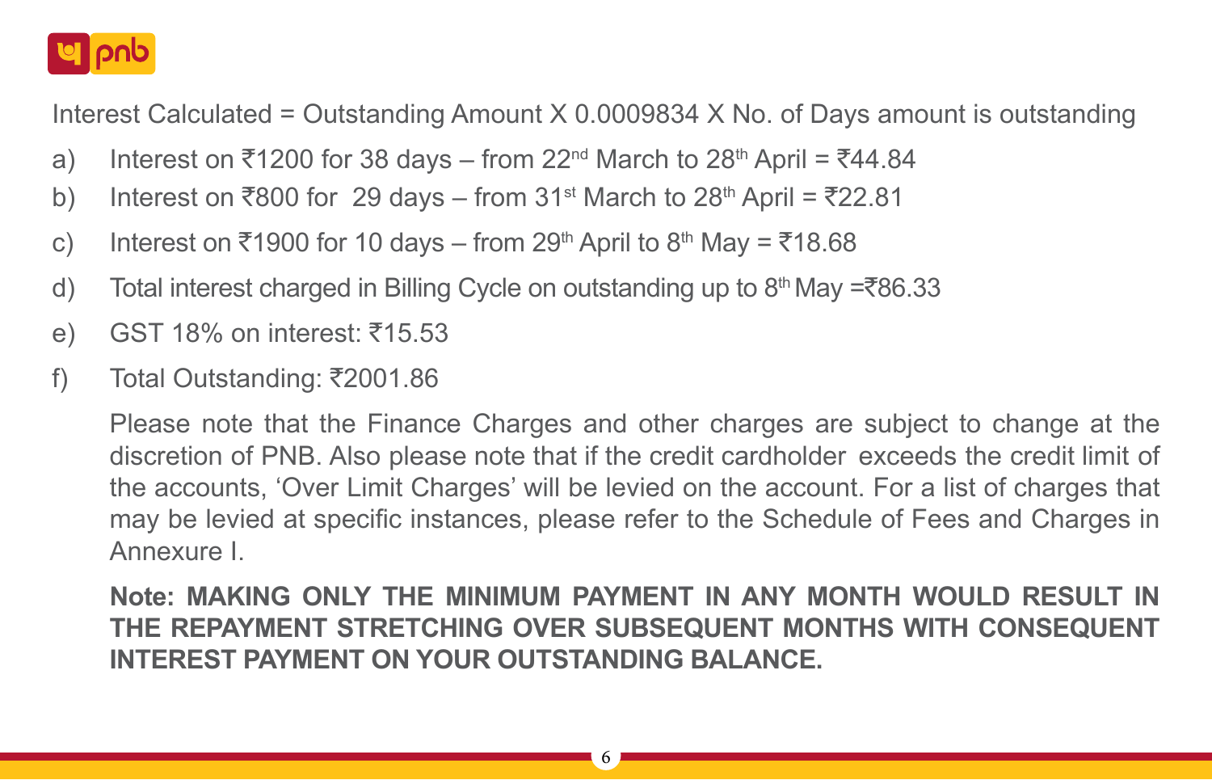Interest Calculated = Outstanding Amount X 0.0009834 X No. of Days amount is outstanding

a) Interest on ₹1200 for 38 days – from 22nd March to 28th April = ₹44.84
b) Interest on ₹800 for 29 days – from 31st March to 28th April = ₹22.81
c) Interest on ₹1900 for 10 days – from 29th April to 8th May = ₹18.68
d) Total interest charged in Billing Cycle on outstanding up to 8th May =₹86.33
e) GST 18% on interest: ₹15.53
f) Total Outstanding: ₹2001.86

Please note that the Finance Charges and other charges are subject to change at the discretion of PNB. Also please note that if the credit cardholder exceeds the credit limit of the accounts, 'Over Limit Charges' will be levied on the account. For a list of charges that may be levied at specific instances, please refer to the Schedule of Fees and Charges in Annexure I.

**Note: MAKING ONLY THE MINIMUM PAYMENT IN ANY MONTH WOULD RESULT IN THE REPAYMENT STRETCHING OVER SUBSEQUENT MONTHS WITH CONSEQUENT INTEREST PAYMENT ON YOUR OUTSTANDING BALANCE.**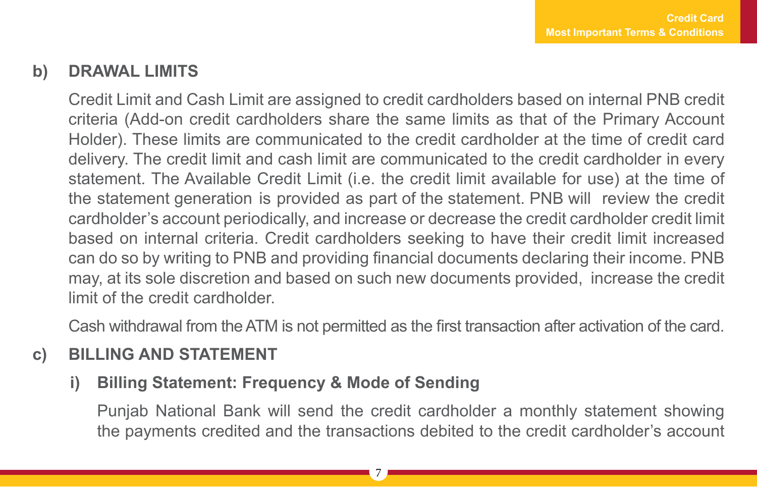## b) DRAWAL LIMITS

Credit Limit and Cash Limit are assigned to credit cardholders based on internal PNB credit criteria (Add-on credit cardholders share the same limits as that of the Primary Account Holder). These limits are communicated to the credit cardholder at the time of credit card delivery. The credit limit and cash limit are communicated to the credit cardholder in every statement. The Available Credit Limit (i.e. the credit limit available for use) at the time of the statement generation is provided as part of the statement. PNB will review the credit cardholder's account periodically, and increase or decrease the credit cardholder credit limit based on internal criteria. Credit cardholders seeking to have their credit limit increased can do so by writing to PNB and providing financial documents declaring their income. PNB may, at its sole discretion and based on such new documents provided, increase the credit limit of the credit cardholder.

Cash withdrawal from the ATM is not permitted as the first transaction after activation of the card.

## c) BILLING AND STATEMENT

### i) Billing Statement: Frequency & Mode of Sending

Punjab National Bank will send the credit cardholder a monthly statement showing the payments credited and the transactions debited to the credit cardholder's account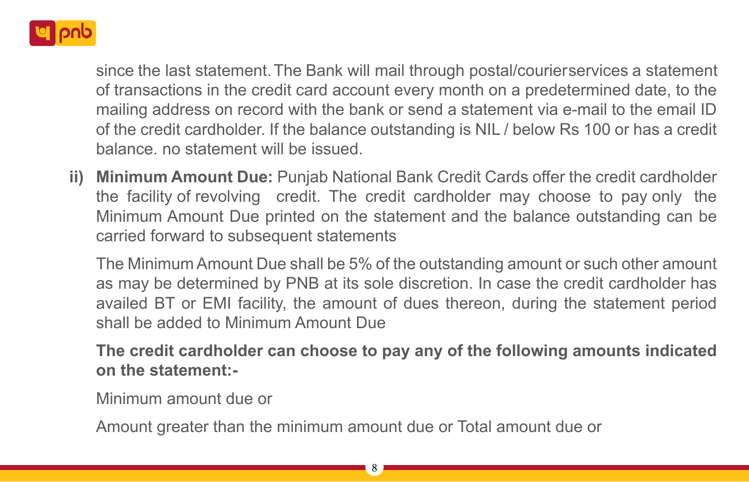since the last statement. The Bank will mail through postal/courierservices a statement of transactions in the credit card account every month on a predetermined date, to the mailing address on record with the bank or send a statement via e-mail to the email ID of the credit cardholder. If the balance outstanding is NIL / below Rs 100 or has a credit balance. no statement will be issued.

**ii) Minimum Amount Due:** Punjab National Bank Credit Cards offer the credit cardholder the facility of revolving credit. The credit cardholder may choose to pay only the Minimum Amount Due printed on the statement and the balance outstanding can be carried forward to subsequent statements

The Minimum Amount Due shall be 5% of the outstanding amount or such other amount as may be determined by PNB at its sole discretion. In case the credit cardholder has availed BT or EMI facility, the amount of dues thereon, during the statement period shall be added to Minimum Amount Due

**The credit cardholder can choose to pay any of the following amounts indicated on the statement:-**

Minimum amount due or

Amount greater than the minimum amount due or Total amount due or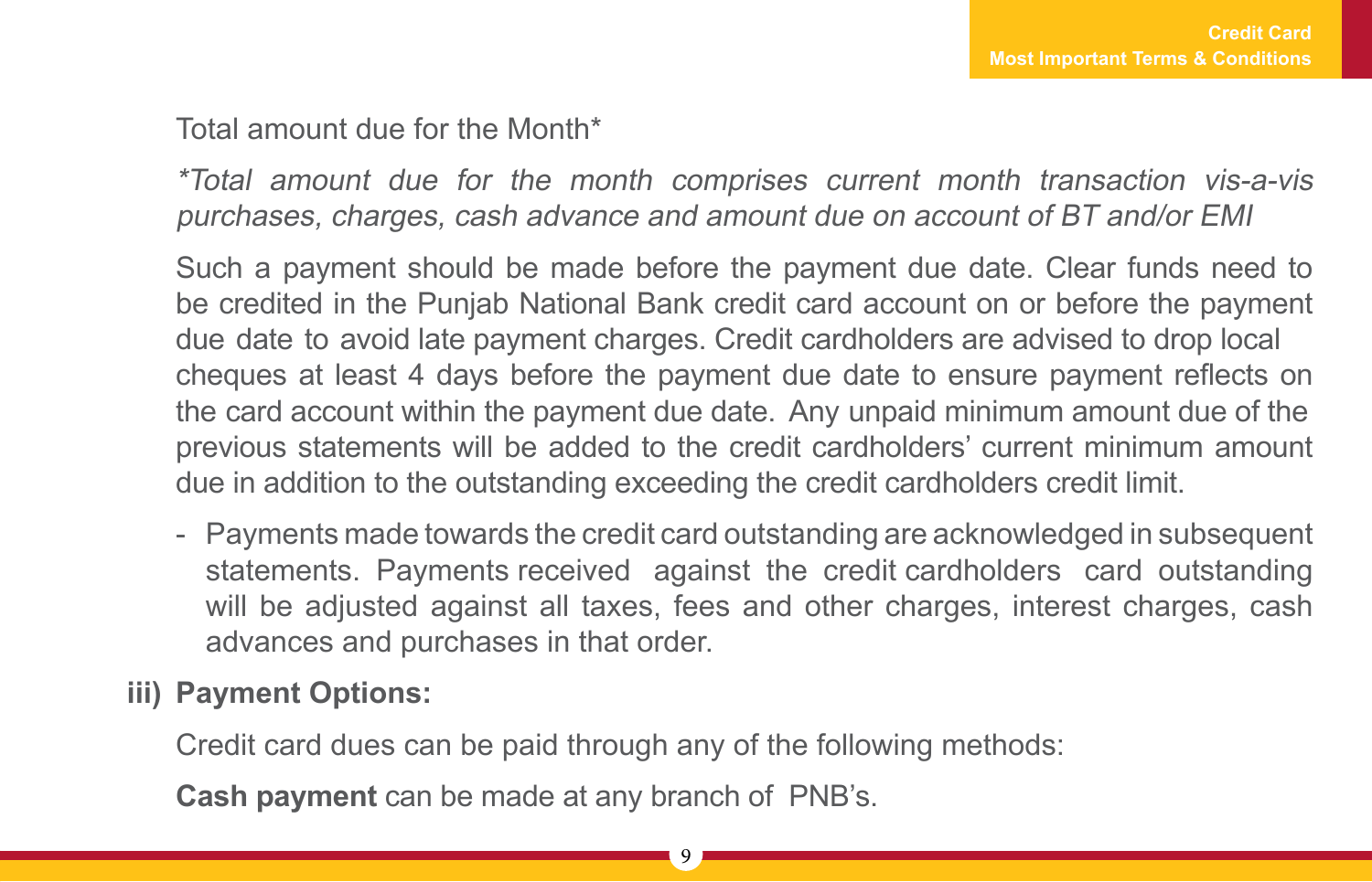Total amount due for the Month*

*\*Total amount due for the month comprises current month transaction vis-a-vis purchases, charges, cash advance and amount due on account of BT and/or EMI*

Such a payment should be made before the payment due date. Clear funds need to be credited in the Punjab National Bank credit card account on or before the payment due date to avoid late payment charges. Credit cardholders are advised to drop local cheques at least 4 days before the payment due date to ensure payment reflects on the card account within the payment due date. Any unpaid minimum amount due of the previous statements will be added to the credit cardholders' current minimum amount due in addition to the outstanding exceeding the credit cardholders credit limit.

- Payments made towards the credit card outstanding are acknowledged in subsequent statements. Payments received against the credit cardholders card outstanding will be adjusted against all taxes, fees and other charges, interest charges, cash advances and purchases in that order.

**iii) Payment Options:**

Credit card dues can be paid through any of the following methods:

**Cash payment** can be made at any branch of PNB's.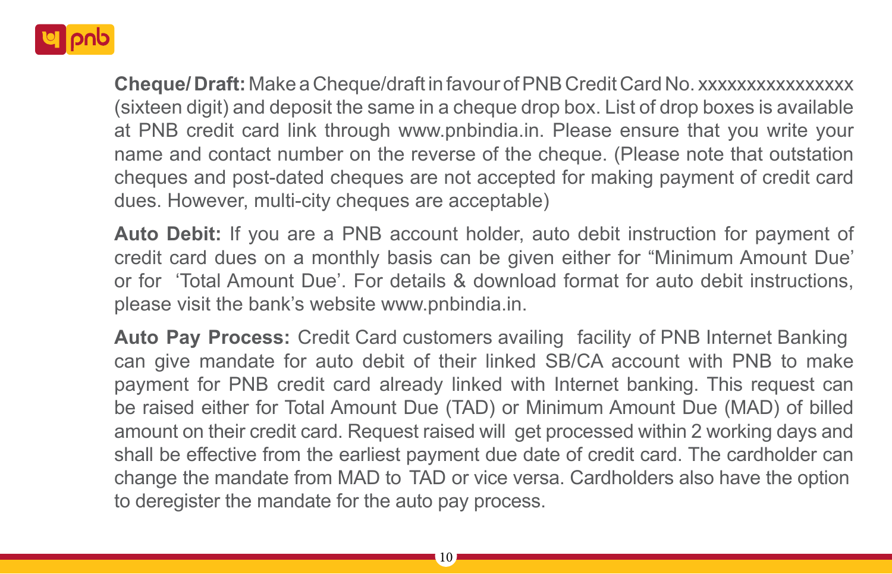**Cheque/ Draft:** Make a Cheque/draft in favour of PNB Credit Card No. xxxxxxxxxxxxxxxx (sixteen digit) and deposit the same in a cheque drop box. List of drop boxes is available at PNB credit card link through www.pnbindia.in. Please ensure that you write your name and contact number on the reverse of the cheque. (Please note that outstation cheques and post-dated cheques are not accepted for making payment of credit card dues. However, multi-city cheques are acceptable)

**Auto Debit:** If you are a PNB account holder, auto debit instruction for payment of credit card dues on a monthly basis can be given either for "Minimum Amount Due' or for 'Total Amount Due'. For details & download format for auto debit instructions, please visit the bank's website www.pnbindia.in.

**Auto Pay Process:** Credit Card customers availing facility of PNB Internet Banking can give mandate for auto debit of their linked SB/CA account with PNB to make payment for PNB credit card already linked with Internet banking. This request can be raised either for Total Amount Due (TAD) or Minimum Amount Due (MAD) of billed amount on their credit card. Request raised will get processed within 2 working days and shall be effective from the earliest payment due date of credit card. The cardholder can change the mandate from MAD to TAD or vice versa. Cardholders also have the option to deregister the mandate for the auto pay process.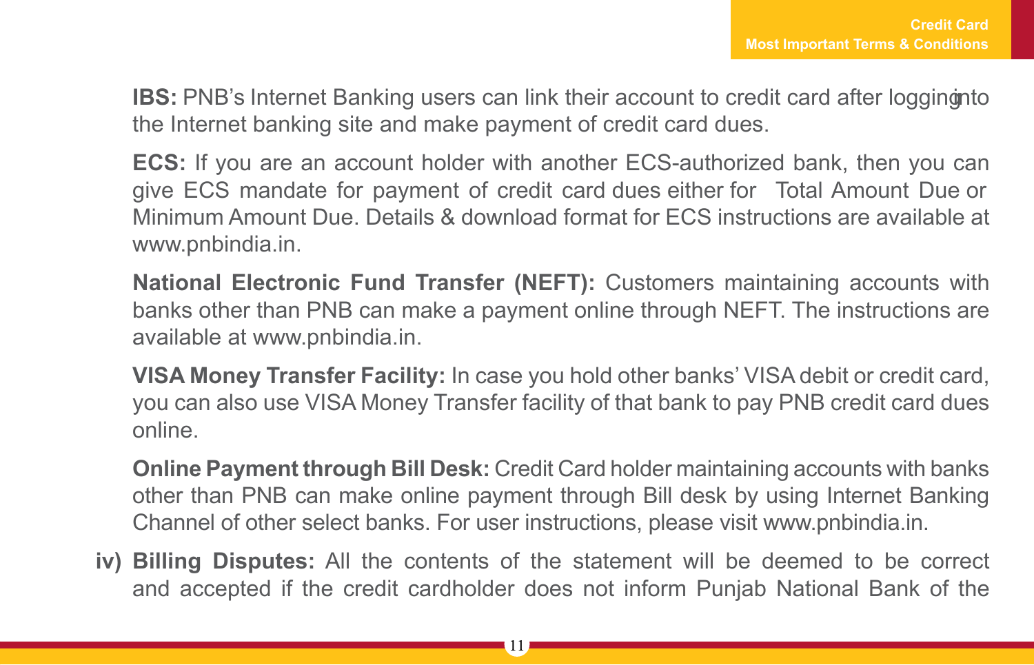**IBS:** PNB's Internet Banking users can link their account to credit card after logging into the Internet banking site and make payment of credit card dues.

**ECS:** If you are an account holder with another ECS-authorized bank, then you can give ECS mandate for payment of credit card dues either for Total Amount Due or Minimum Amount Due. Details & download format for ECS instructions are available at www.pnbindia.in.

**National Electronic Fund Transfer (NEFT):** Customers maintaining accounts with banks other than PNB can make a payment online through NEFT. The instructions are available at www.pnbindia.in.

**VISA Money Transfer Facility:** In case you hold other banks' VISA debit or credit card, you can also use VISA Money Transfer facility of that bank to pay PNB credit card dues online.

**Online Payment through Bill Desk:** Credit Card holder maintaining accounts with banks other than PNB can make online payment through Bill desk by using Internet Banking Channel of other select banks. For user instructions, please visit www.pnbindia.in.

iv) **Billing Disputes:** All the contents of the statement will be deemed to be correct and accepted if the credit cardholder does not inform Punjab National Bank of the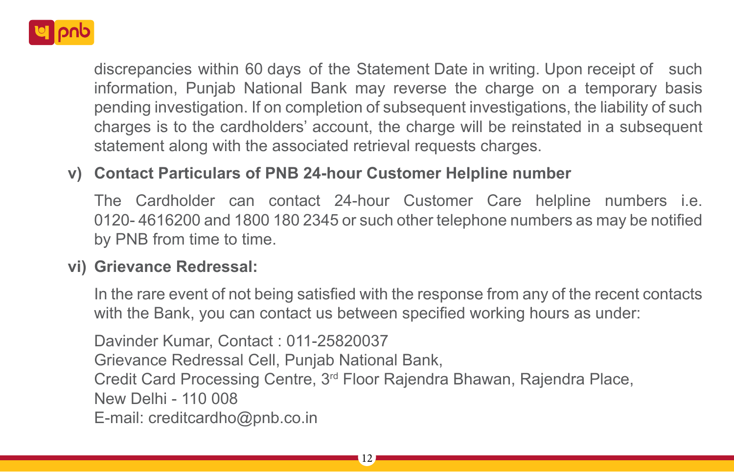discrepancies within 60 days of the Statement Date in writing. Upon receipt of such information, Punjab National Bank may reverse the charge on a temporary basis pending investigation. If on completion of subsequent investigations, the liability of such charges is to the cardholders' account, the charge will be reinstated in a subsequent statement along with the associated retrieval requests charges.

**v) Contact Particulars of PNB 24-hour Customer Helpline number**

The Cardholder can contact 24-hour Customer Care helpline numbers i.e. 0120- 4616200 and 1800 180 2345 or such other telephone numbers as may be notified by PNB from time to time.

**vi) Grievance Redressal:**

In the rare event of not being satisfied with the response from any of the recent contacts with the Bank, you can contact us between specified working hours as under:

Davinder Kumar, Contact : 011-25820037
Grievance Redressal Cell, Punjab National Bank,
Credit Card Processing Centre, 3rd Floor Rajendra Bhawan, Rajendra Place,
New Delhi - 110 008
E-mail: creditcardho@pnb.co.in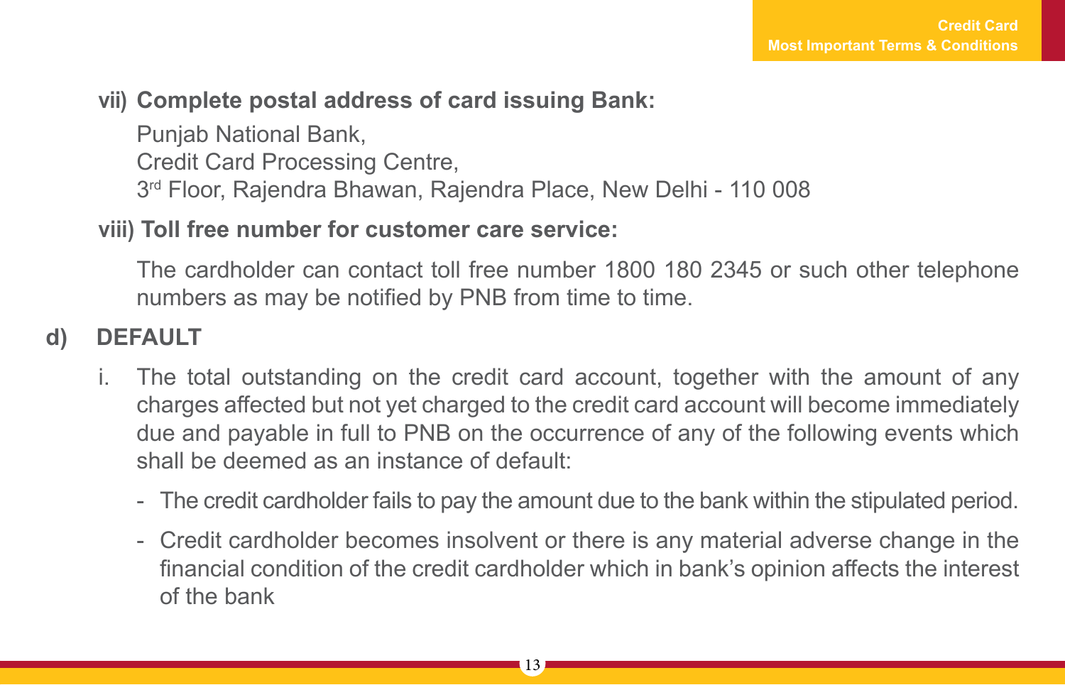**vii) Complete postal address of card issuing Bank:**

Punjab National Bank,
Credit Card Processing Centre,
3rd Floor, Rajendra Bhawan, Rajendra Place, New Delhi - 110 008

**viii) Toll free number for customer care service:**

The cardholder can contact toll free number 1800 180 2345 or such other telephone numbers as may be notified by PNB from time to time.

## d) DEFAULT

i. The total outstanding on the credit card account, together with the amount of any charges affected but not yet charged to the credit card account will become immediately due and payable in full to PNB on the occurrence of any of the following events which shall be deemed as an instance of default:

- The credit cardholder fails to pay the amount due to the bank within the stipulated period.
- Credit cardholder becomes insolvent or there is any material adverse change in the financial condition of the credit cardholder which in bank's opinion affects the interest of the bank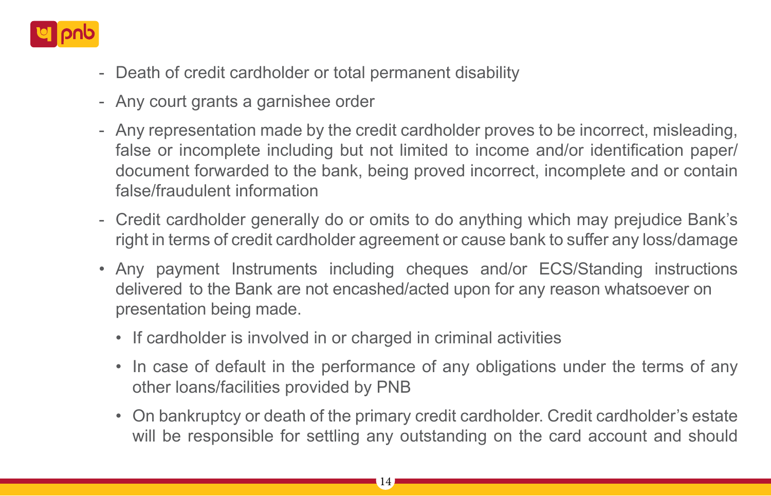- Death of credit cardholder or total permanent disability
- Any court grants a garnishee order
- Any representation made by the credit cardholder proves to be incorrect, misleading, false or incomplete including but not limited to income and/or identification paper/ document forwarded to the bank, being proved incorrect, incomplete and or contain false/fraudulent information
- Credit cardholder generally do or omits to do anything which may prejudice Bank's right in terms of credit cardholder agreement or cause bank to suffer any loss/damage

- Any payment Instruments including cheques and/or ECS/Standing instructions delivered to the Bank are not encashed/acted upon for any reason whatsoever on presentation being made.
  - If cardholder is involved in or charged in criminal activities
  - In case of default in the performance of any obligations under the terms of any other loans/facilities provided by PNB
  - On bankruptcy or death of the primary credit cardholder. Credit cardholder's estate will be responsible for settling any outstanding on the card account and should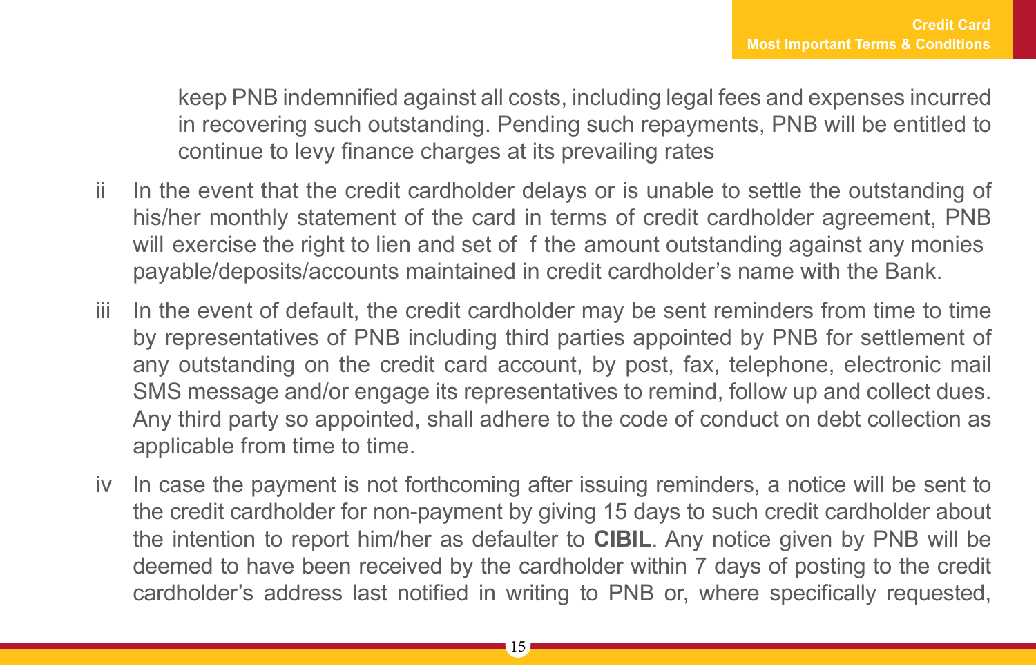keep PNB indemnified against all costs, including legal fees and expenses incurred in recovering such outstanding. Pending such repayments, PNB will be entitled to continue to levy finance charges at its prevailing rates

ii In the event that the credit cardholder delays or is unable to settle the outstanding of his/her monthly statement of the card in terms of credit cardholder agreement, PNB will exercise the right to lien and set of f the amount outstanding against any monies payable/deposits/accounts maintained in credit cardholder's name with the Bank.

iii In the event of default, the credit cardholder may be sent reminders from time to time by representatives of PNB including third parties appointed by PNB for settlement of any outstanding on the credit card account, by post, fax, telephone, electronic mail SMS message and/or engage its representatives to remind, follow up and collect dues. Any third party so appointed, shall adhere to the code of conduct on debt collection as applicable from time to time.

iv In case the payment is not forthcoming after issuing reminders, a notice will be sent to the credit cardholder for non-payment by giving 15 days to such credit cardholder about the intention to report him/her as defaulter to **CIBIL**. Any notice given by PNB will be deemed to have been received by the cardholder within 7 days of posting to the credit cardholder's address last notified in writing to PNB or, where specifically requested,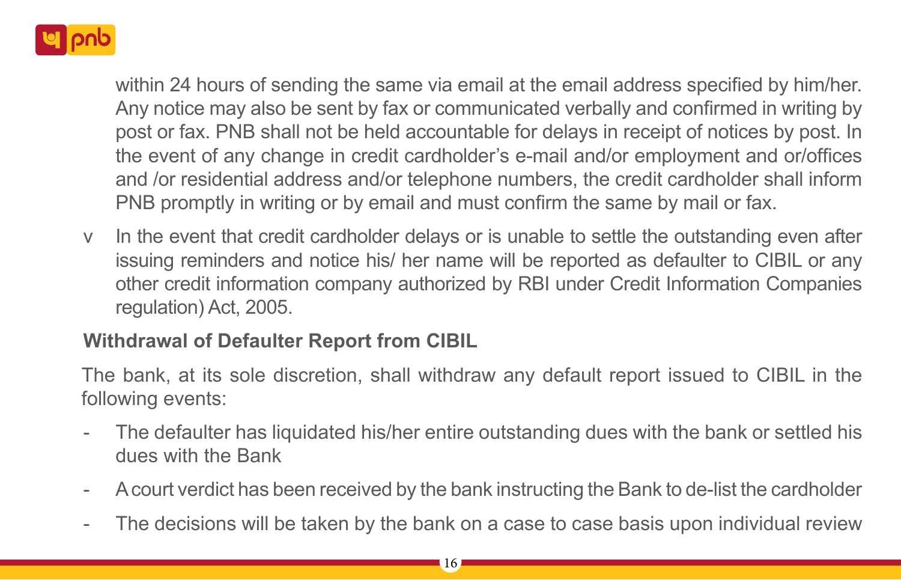within 24 hours of sending the same via email at the email address specified by him/her. Any notice may also be sent by fax or communicated verbally and confirmed in writing by post or fax. PNB shall not be held accountable for delays in receipt of notices by post. In the event of any change in credit cardholder's e-mail and/or employment and or/offices and /or residential address and/or telephone numbers, the credit cardholder shall inform PNB promptly in writing or by email and must confirm the same by mail or fax.

v In the event that credit cardholder delays or is unable to settle the outstanding even after issuing reminders and notice his/ her name will be reported as defaulter to CIBIL or any other credit information company authorized by RBI under Credit Information Companies regulation) Act, 2005.

**Withdrawal of Defaulter Report from CIBIL**

The bank, at its sole discretion, shall withdraw any default report issued to CIBIL in the following events:

- The defaulter has liquidated his/her entire outstanding dues with the bank or settled his dues with the Bank
- A court verdict has been received by the bank instructing the Bank to de-list the cardholder
- The decisions will be taken by the bank on a case to case basis upon individual review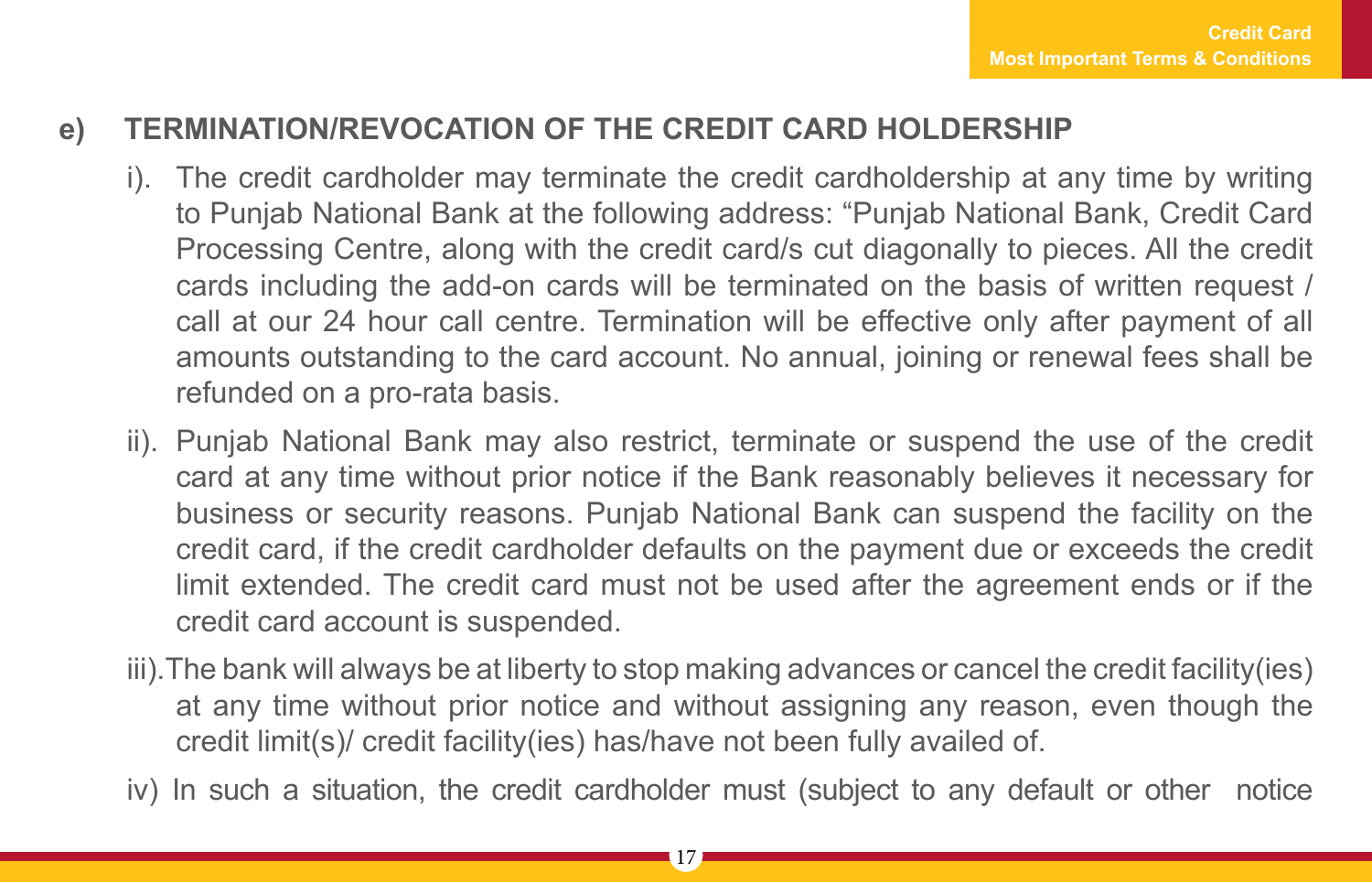## e) TERMINATION/REVOCATION OF THE CREDIT CARD HOLDERSHIP

i). The credit cardholder may terminate the credit cardholdership at any time by writing to Punjab National Bank at the following address: "Punjab National Bank, Credit Card Processing Centre, along with the credit card/s cut diagonally to pieces. All the credit cards including the add-on cards will be terminated on the basis of written request / call at our 24 hour call centre. Termination will be effective only after payment of all amounts outstanding to the card account. No annual, joining or renewal fees shall be refunded on a pro-rata basis.

ii). Punjab National Bank may also restrict, terminate or suspend the use of the credit card at any time without prior notice if the Bank reasonably believes it necessary for business or security reasons. Punjab National Bank can suspend the facility on the credit card, if the credit cardholder defaults on the payment due or exceeds the credit limit extended. The credit card must not be used after the agreement ends or if the credit card account is suspended.

iii). The bank will always be at liberty to stop making advances or cancel the credit facility(ies) at any time without prior notice and without assigning any reason, even though the credit limit(s)/ credit facility(ies) has/have not been fully availed of.

iv) In such a situation, the credit cardholder must (subject to any default or other notice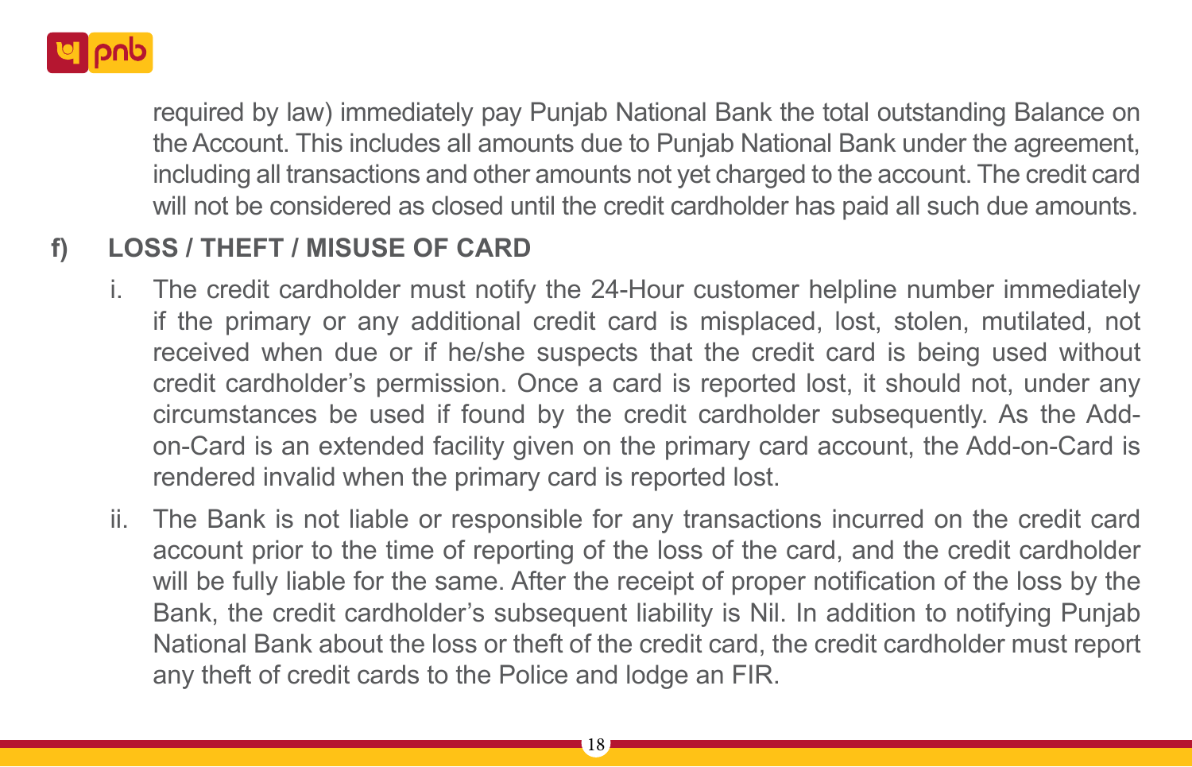required by law) immediately pay Punjab National Bank the total outstanding Balance on the Account. This includes all amounts due to Punjab National Bank under the agreement, including all transactions and other amounts not yet charged to the account. The credit card will not be considered as closed until the credit cardholder has paid all such due amounts.

## f) LOSS / THEFT / MISUSE OF CARD

i. The credit cardholder must notify the 24-Hour customer helpline number immediately if the primary or any additional credit card is misplaced, lost, stolen, mutilated, not received when due or if he/she suspects that the credit card is being used without credit cardholder's permission. Once a card is reported lost, it should not, under any circumstances be used if found by the credit cardholder subsequently. As the Add-on-Card is an extended facility given on the primary card account, the Add-on-Card is rendered invalid when the primary card is reported lost.

ii. The Bank is not liable or responsible for any transactions incurred on the credit card account prior to the time of reporting of the loss of the card, and the credit cardholder will be fully liable for the same. After the receipt of proper notification of the loss by the Bank, the credit cardholder's subsequent liability is Nil. In addition to notifying Punjab National Bank about the loss or theft of the credit card, the credit cardholder must report any theft of credit cards to the Police and lodge an FIR.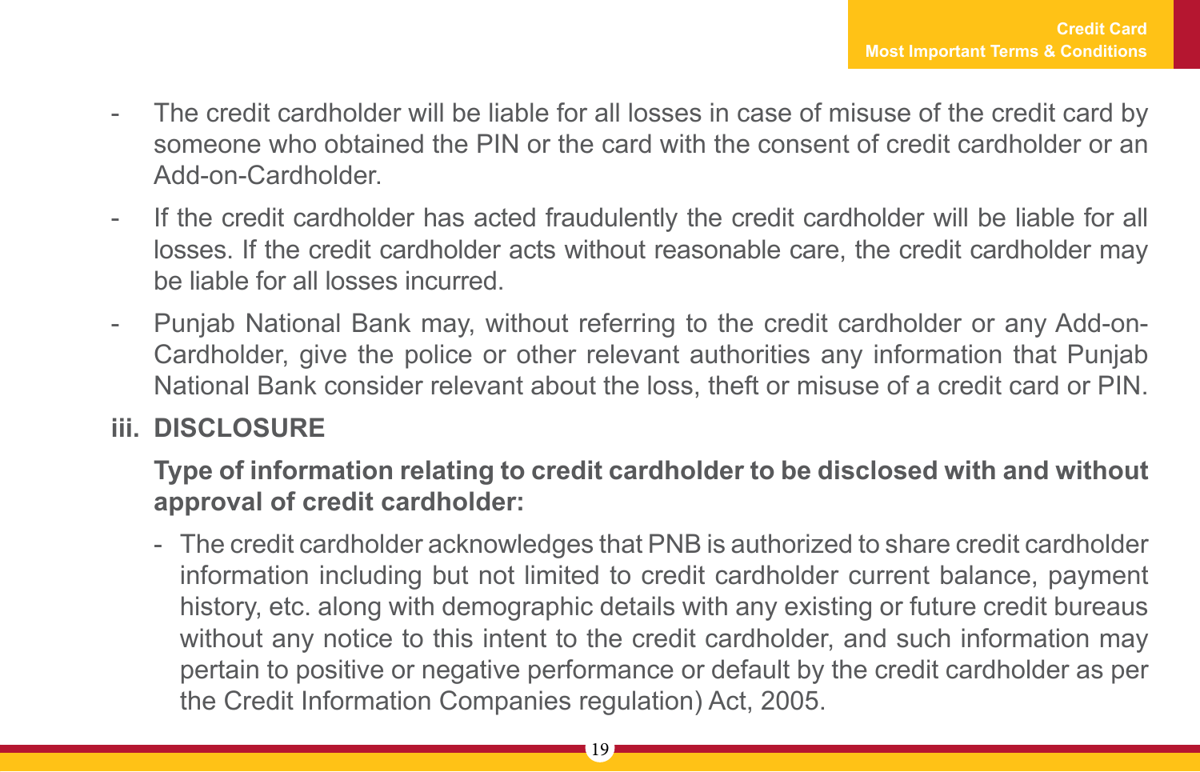- The credit cardholder will be liable for all losses in case of misuse of the credit card by someone who obtained the PIN or the card with the consent of credit cardholder or an Add-on-Cardholder.
- If the credit cardholder has acted fraudulently the credit cardholder will be liable for all losses. If the credit cardholder acts without reasonable care, the credit cardholder may be liable for all losses incurred.
- Punjab National Bank may, without referring to the credit cardholder or any Add-on-Cardholder, give the police or other relevant authorities any information that Punjab National Bank consider relevant about the loss, theft or misuse of a credit card or PIN.

**iii. DISCLOSURE**

**Type of information relating to credit cardholder to be disclosed with and without approval of credit cardholder:**

- The credit cardholder acknowledges that PNB is authorized to share credit cardholder information including but not limited to credit cardholder current balance, payment history, etc. along with demographic details with any existing or future credit bureaus without any notice to this intent to the credit cardholder, and such information may pertain to positive or negative performance or default by the credit cardholder as per the Credit Information Companies regulation) Act, 2005.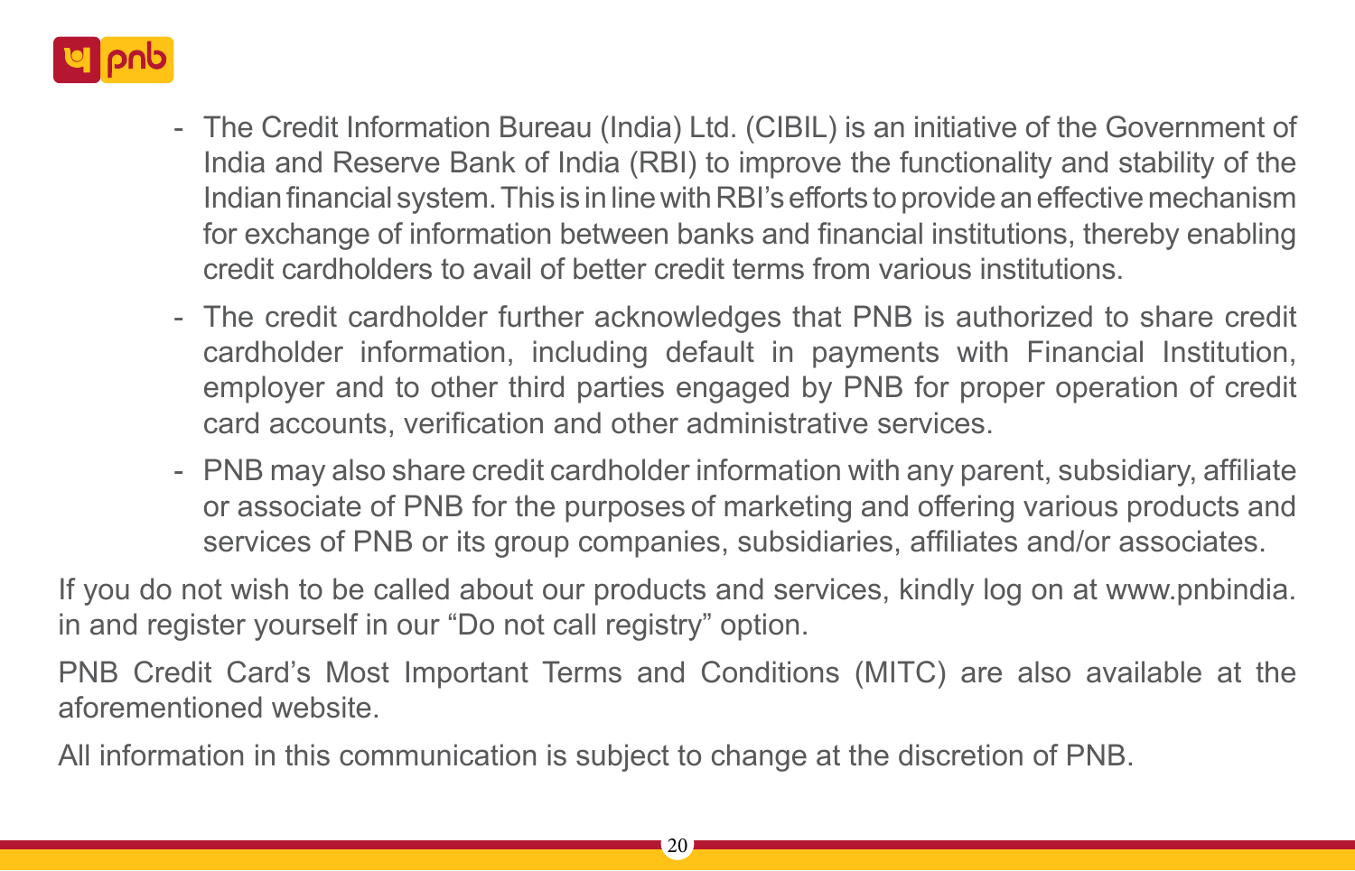- The Credit Information Bureau (India) Ltd. (CIBIL) is an initiative of the Government of India and Reserve Bank of India (RBI) to improve the functionality and stability of the Indian financial system. This is in line with RBI's efforts to provide an effective mechanism for exchange of information between banks and financial institutions, thereby enabling credit cardholders to avail of better credit terms from various institutions.
- The credit cardholder further acknowledges that PNB is authorized to share credit cardholder information, including default in payments with Financial Institution, employer and to other third parties engaged by PNB for proper operation of credit card accounts, verification and other administrative services.
- PNB may also share credit cardholder information with any parent, subsidiary, affiliate or associate of PNB for the purposes of marketing and offering various products and services of PNB or its group companies, subsidiaries, affiliates and/or associates.

If you do not wish to be called about our products and services, kindly log on at www.pnbindia.in and register yourself in our "Do not call registry" option.

PNB Credit Card's Most Important Terms and Conditions (MITC) are also available at the aforementioned website.

All information in this communication is subject to change at the discretion of PNB.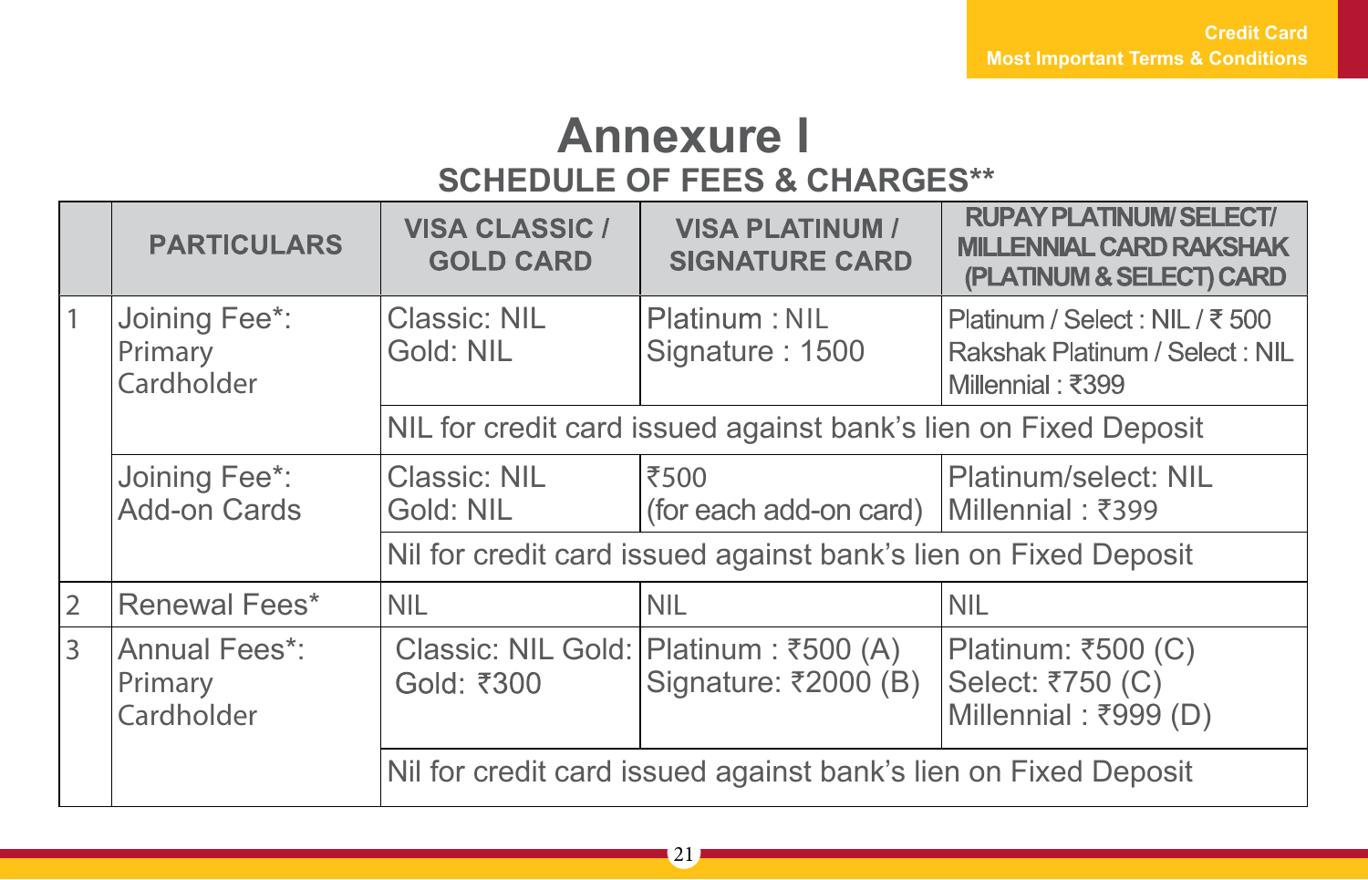# Annexure I

## SCHEDULE OF FEES & CHARGES**

| | PARTICULARS | VISA CLASSIC / GOLD CARD | VISA PLATINUM / SIGNATURE CARD | RUPAY PLATINUM/ SELECT/ MILLENNIAL CARD RAKSHAK (PLATINUM & SELECT) CARD |
|---|---|---|---|---|
| 1 | Joining Fee*: Primary Cardholder | Classic: NIL<br>Gold: NIL | Platinum : NIL<br>Signature : 1500 | Platinum / Select : NIL / ₹ 500<br>Rakshak Platinum / Select : NIL<br>Millennial : ₹399 |
| | | NIL for credit card issued against bank's lien on Fixed Deposit | | |
| | Joining Fee*: Add-on Cards | Classic: NIL<br>Gold: NIL | ₹500<br>(for each add-on card) | Platinum/select: NIL<br>Millennial : ₹399 |
| | | Nil for credit card issued against bank's lien on Fixed Deposit | | |
| 2 | Renewal Fees* | NIL | NIL | NIL |
| 3 | Annual Fees*: Primary Cardholder | Classic: NIL Gold:<br>Gold: ₹300 | Platinum : ₹500 (A)<br>Signature: ₹2000 (B) | Platinum: ₹500 (C)<br>Select: ₹750 (C)<br>Millennial : ₹999 (D) |
| | | Nil for credit card issued against bank's lien on Fixed Deposit | | |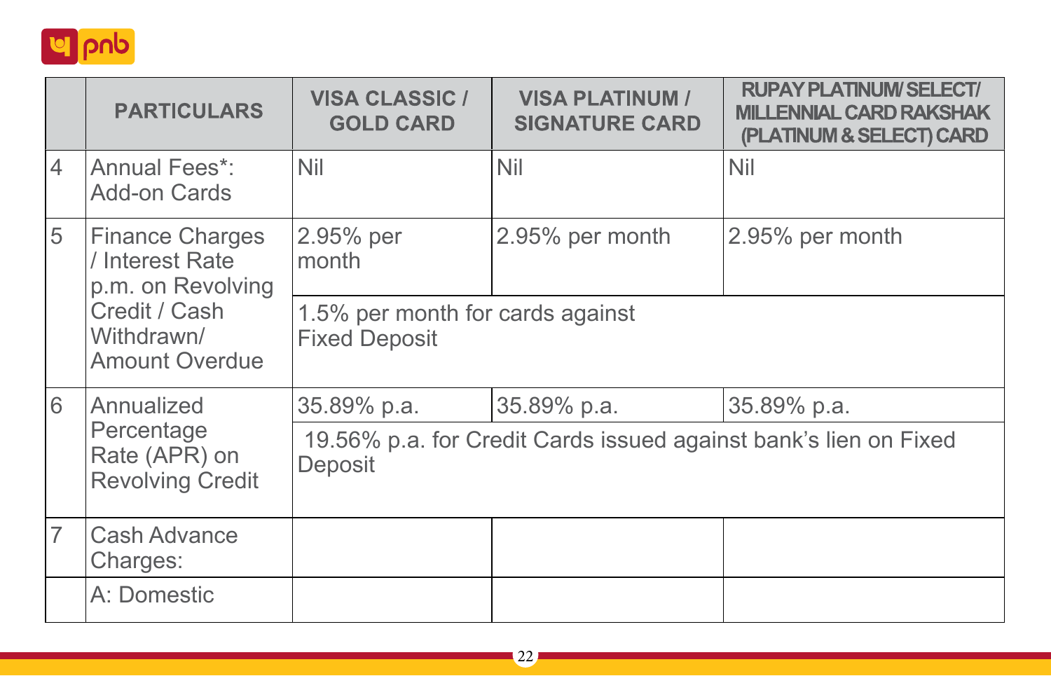|  | PARTICULARS | VISA CLASSIC / GOLD CARD | VISA PLATINUM / SIGNATURE CARD | RUPAY PLATINUM/ SELECT/ MILLENNIAL CARD RAKSHAK (PLATINUM & SELECT) CARD |
|---|---|---|---|---|
| 4 | Annual Fees*: Add-on Cards | Nil | Nil | Nil |
| 5 | Finance Charges / Interest Rate p.m. on Revolving Credit / Cash Withdrawn/ Amount Overdue | 2.95% per month | 2.95% per month | 2.95% per month |
|  |  | 1.5% per month for cards against Fixed Deposit | | |
| 6 | Annualized Percentage Rate (APR) on Revolving Credit | 35.89% p.a. | 35.89% p.a. | 35.89% p.a. |
|  |  | 19.56% p.a. for Credit Cards issued against bank's lien on Fixed Deposit | | |
| 7 | Cash Advance Charges: |  |  |  |
|  | A: Domestic |  |  |  |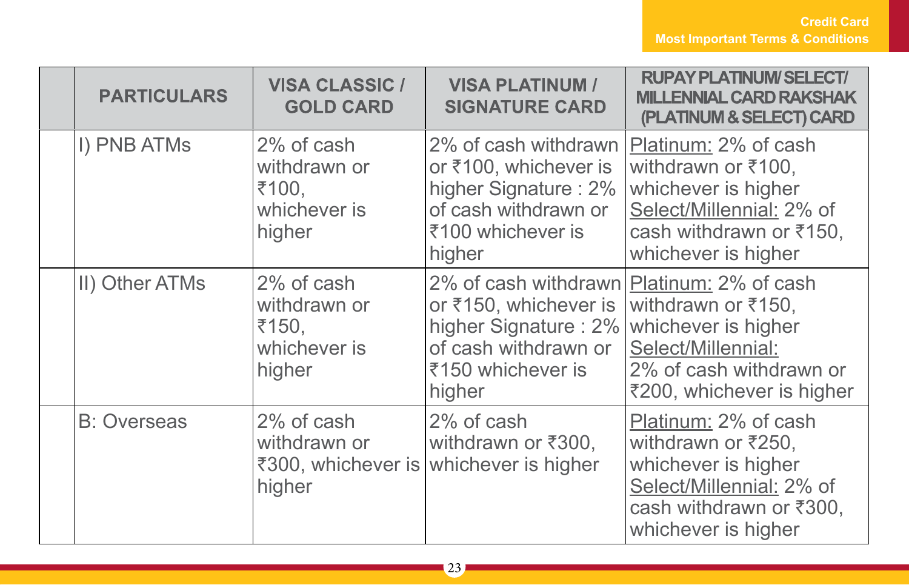| | PARTICULARS | VISA CLASSIC / GOLD CARD | VISA PLATINUM / SIGNATURE CARD | RUPAY PLATINUM/ SELECT/ MILLENNIAL CARD RAKSHAK (PLATINUM & SELECT) CARD |
|---|---|---|---|---|
| | I) PNB ATMs | 2% of cash withdrawn or ₹100, whichever is higher | 2% of cash withdrawn or ₹100, whichever is higher Signature : 2% of cash withdrawn or ₹100 whichever is higher | Platinum: 2% of cash withdrawn or ₹100, whichever is higher Select/Millennial: 2% of cash withdrawn or ₹150, whichever is higher |
| | II) Other ATMs | 2% of cash withdrawn or ₹150, whichever is higher | 2% of cash withdrawn or ₹150, whichever is higher Signature : 2% of cash withdrawn or ₹150 whichever is higher | Platinum: 2% of cash withdrawn or ₹150, whichever is higher Select/Millennial: 2% of cash withdrawn or ₹200, whichever is higher |
| | B: Overseas | 2% of cash withdrawn or ₹300, whichever is higher | 2% of cash withdrawn or ₹300, whichever is higher | Platinum: 2% of cash withdrawn or ₹250, whichever is higher Select/Millennial: 2% of cash withdrawn or ₹300, whichever is higher |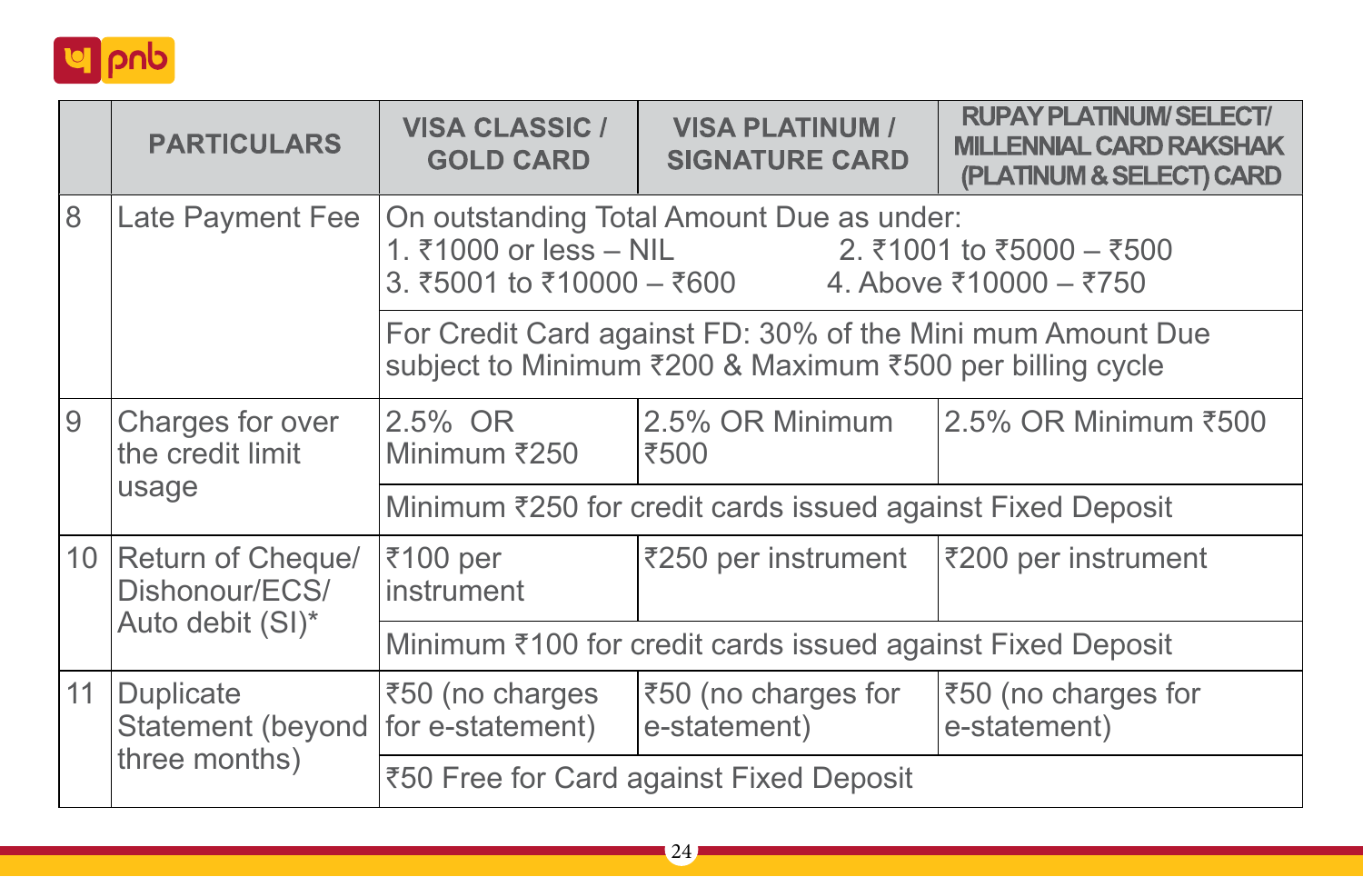| | PARTICULARS | VISA CLASSIC / GOLD CARD | VISA PLATINUM / SIGNATURE CARD | RUPAY PLATINUM/ SELECT/ MILLENNIAL CARD RAKSHAK (PLATINUM & SELECT) CARD |
|---|---|---|---|---|
| 8 | Late Payment Fee | On outstanding Total Amount Due as under:<br>1. ₹1000 or less – NIL 2. ₹1001 to ₹5000 – ₹500<br>3. ₹5001 to ₹10000 – ₹600 4. Above ₹10000 – ₹750 | | |
| | | For Credit Card against FD: 30% of the Mini mum Amount Due subject to Minimum ₹200 & Maximum ₹500 per billing cycle | | |
| 9 | Charges for over the credit limit usage | 2.5% OR Minimum ₹250 | 2.5% OR Minimum ₹500 | 2.5% OR Minimum ₹500 |
| | | Minimum ₹250 for credit cards issued against Fixed Deposit | | |
| 10 | Return of Cheque/ Dishonour/ECS/ Auto debit (SI)* | ₹100 per instrument | ₹250 per instrument | ₹200 per instrument |
| | | Minimum ₹100 for credit cards issued against Fixed Deposit | | |
| 11 | Duplicate Statement (beyond three months) | ₹50 (no charges for e-statement) | ₹50 (no charges for e-statement) | ₹50 (no charges for e-statement) |
| | | ₹50 Free for Card against Fixed Deposit | | |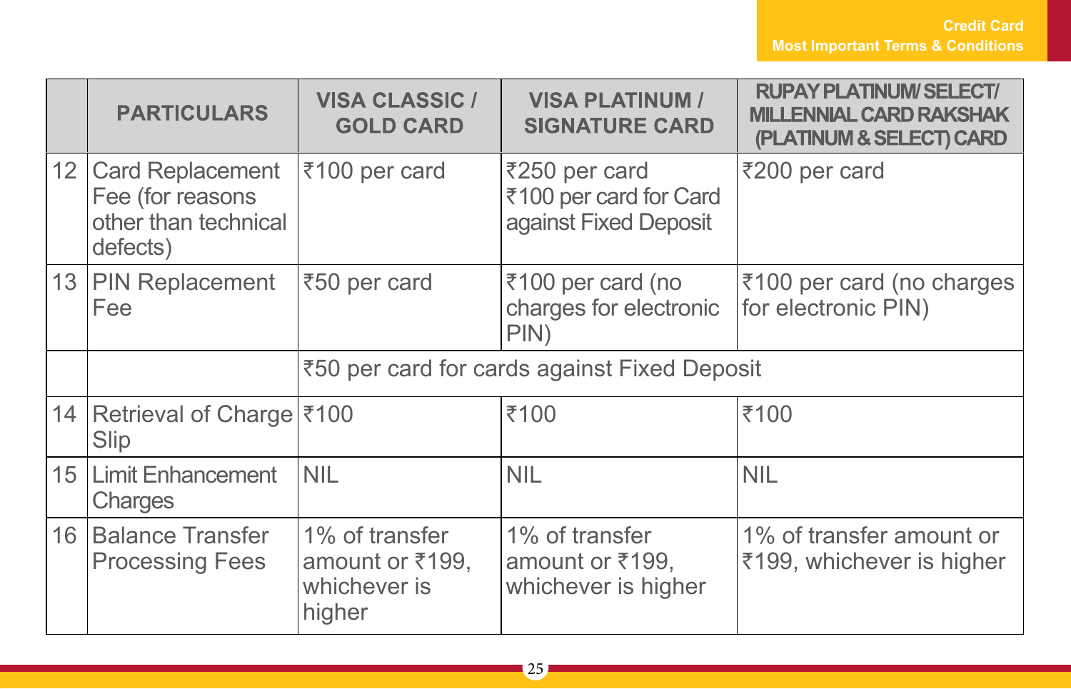| | PARTICULARS | VISA CLASSIC / GOLD CARD | VISA PLATINUM / SIGNATURE CARD | RUPAY PLATINUM/ SELECT/ MILLENNIAL CARD RAKSHAK (PLATINUM & SELECT) CARD |
|---|---|---|---|---|
| 12 | Card Replacement Fee (for reasons other than technical defects) | ₹100 per card | ₹250 per card ₹100 per card for Card against Fixed Deposit | ₹200 per card |
| 13 | PIN Replacement Fee | ₹50 per card | ₹100 per card (no charges for electronic PIN) | ₹100 per card (no charges for electronic PIN) |
| | | ₹50 per card for cards against Fixed Deposit | | |
| 14 | Retrieval of Charge Slip | ₹100 | ₹100 | ₹100 |
| 15 | Limit Enhancement Charges | NIL | NIL | NIL |
| 16 | Balance Transfer Processing Fees | 1% of transfer amount or ₹199, whichever is higher | 1% of transfer amount or ₹199, whichever is higher | 1% of transfer amount or ₹199, whichever is higher |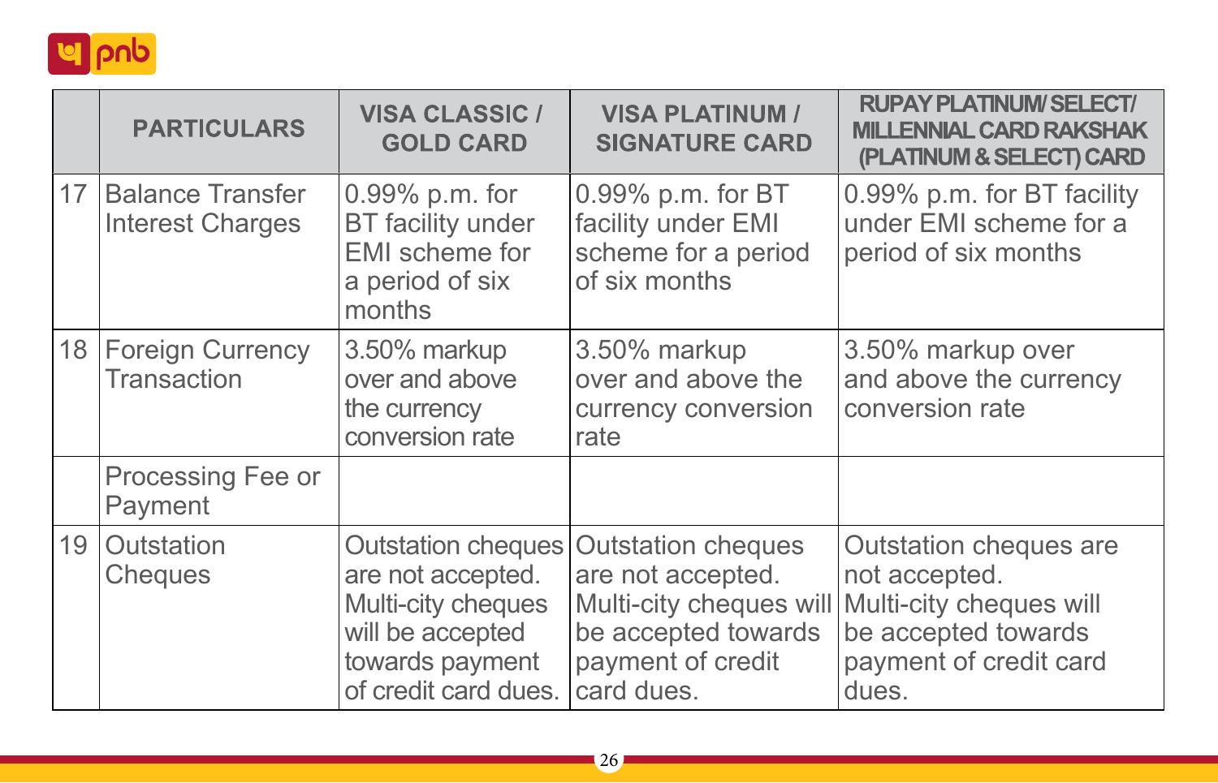| | PARTICULARS | VISA CLASSIC / GOLD CARD | VISA PLATINUM / SIGNATURE CARD | RUPAY PLATINUM/ SELECT/ MILLENNIAL CARD RAKSHAK (PLATINUM & SELECT) CARD |
|---|---|---|---|---|
| 17 | Balance Transfer Interest Charges | 0.99% p.m. for BT facility under EMI scheme for a period of six months | 0.99% p.m. for BT facility under EMI scheme for a period of six months | 0.99% p.m. for BT facility under EMI scheme for a period of six months |
| 18 | Foreign Currency Transaction | 3.50% markup over and above the currency conversion rate | 3.50% markup over and above the currency conversion rate | 3.50% markup over and above the currency conversion rate |
| | Processing Fee or Payment | | | |
| 19 | Outstation Cheques | Outstation cheques are not accepted. Multi-city cheques will be accepted towards payment of credit card dues. | Outstation cheques are not accepted. Multi-city cheques will be accepted towards payment of credit card dues. | Outstation cheques are not accepted. Multi-city cheques will be accepted towards payment of credit card dues. |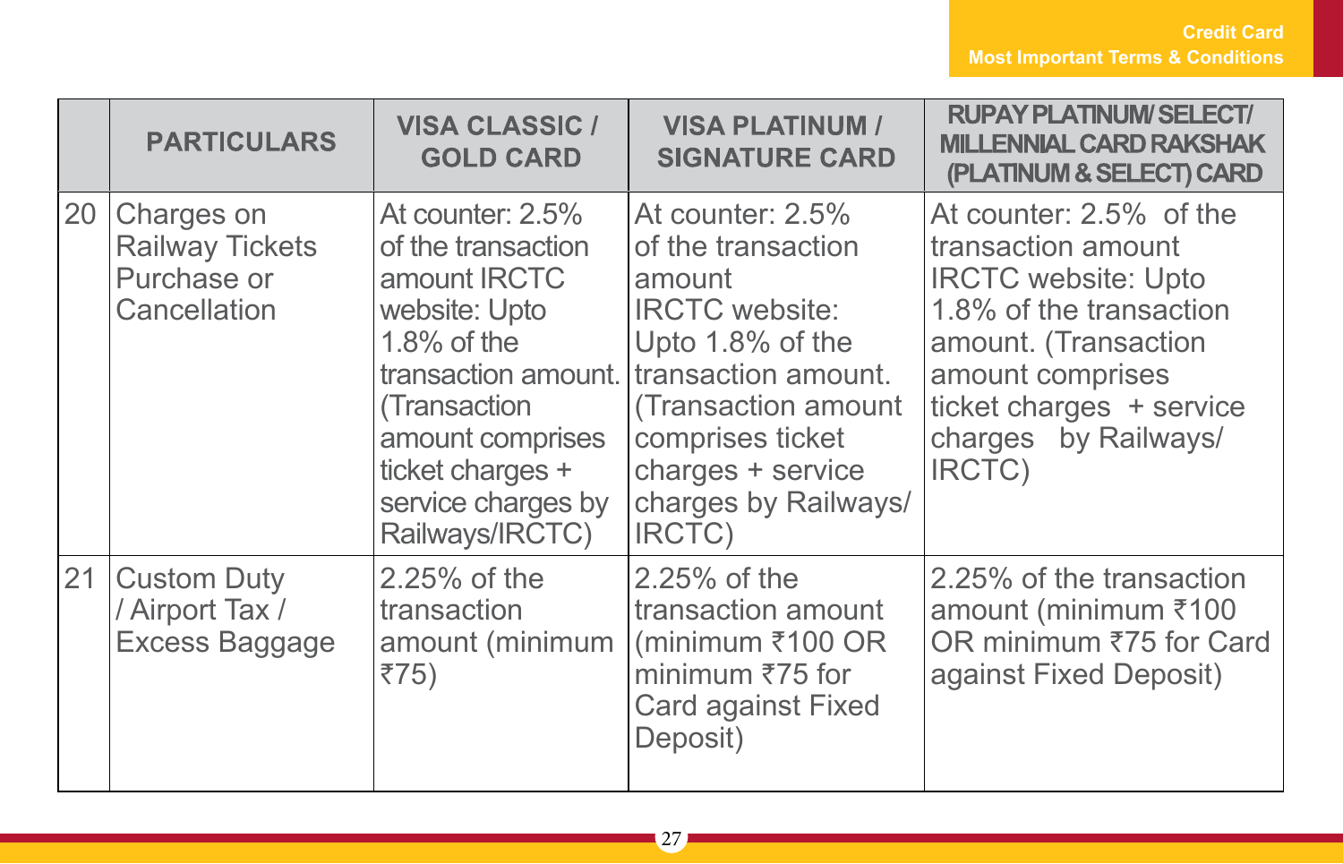| | PARTICULARS | VISA CLASSIC / GOLD CARD | VISA PLATINUM / SIGNATURE CARD | RUPAY PLATINUM/ SELECT/ MILLENNIAL CARD RAKSHAK (PLATINUM & SELECT) CARD |
|---|---|---|---|---|
| 20 | Charges on Railway Tickets Purchase or Cancellation | At counter: 2.5% of the transaction amount IRCTC website: Upto 1.8% of the transaction amount. (Transaction amount comprises ticket charges + service charges by Railways/IRCTC) | At counter: 2.5% of the transaction amount IRCTC website: Upto 1.8% of the transaction amount. (Transaction amount comprises ticket charges + service charges by Railways/ IRCTC) | At counter: 2.5% of the transaction amount IRCTC website: Upto 1.8% of the transaction amount. (Transaction amount comprises ticket charges + service charges by Railways/ IRCTC) |
| 21 | Custom Duty / Airport Tax / Excess Baggage | 2.25% of the transaction amount (minimum ₹75) | 2.25% of the transaction amount (minimum ₹100 OR minimum ₹75 for Card against Fixed Deposit) | 2.25% of the transaction amount (minimum ₹100 OR minimum ₹75 for Card against Fixed Deposit) |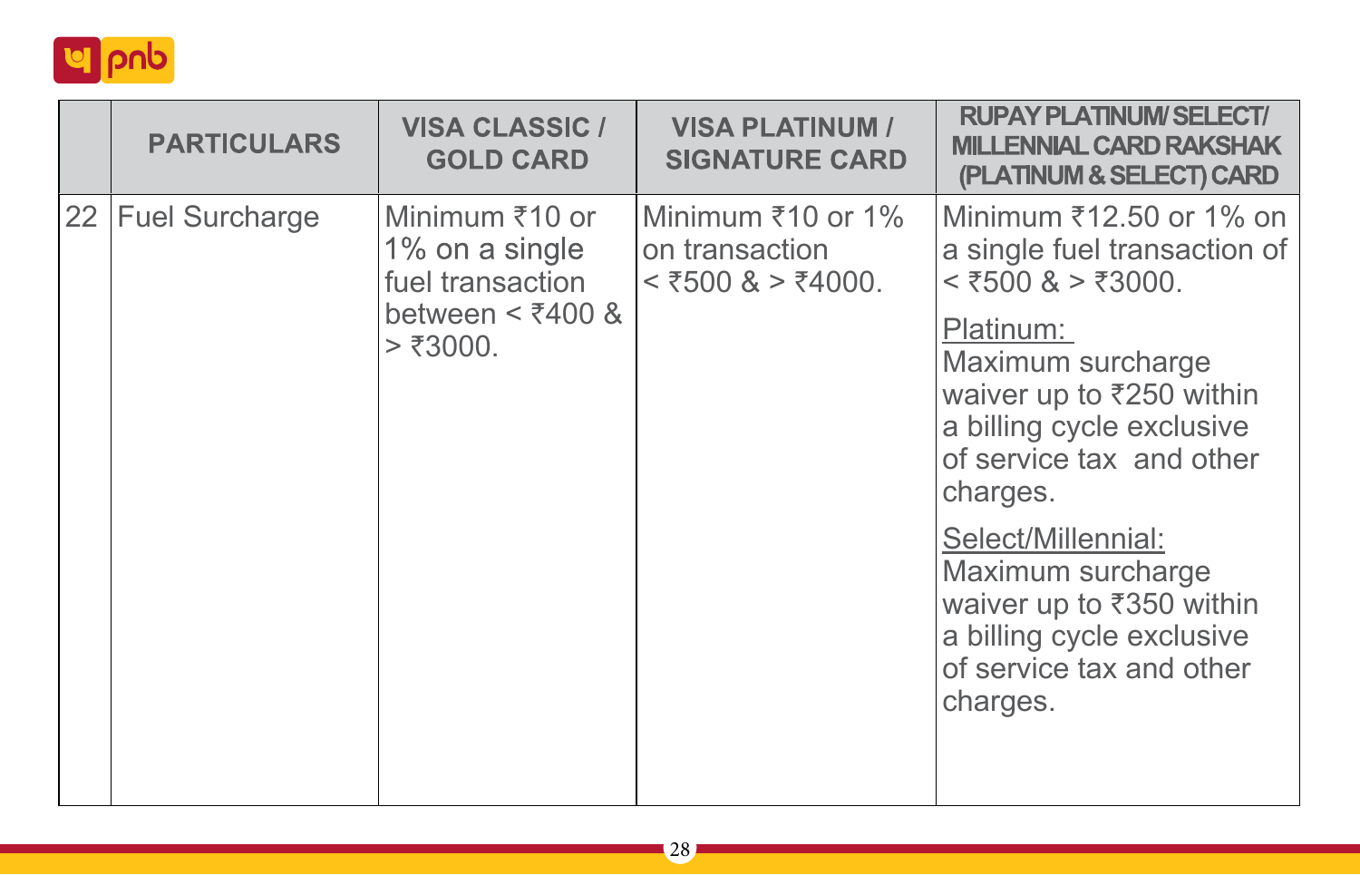|  | PARTICULARS | VISA CLASSIC / GOLD CARD | VISA PLATINUM / SIGNATURE CARD | RUPAY PLATINUM/ SELECT/ MILLENNIAL CARD RAKSHAK (PLATINUM & SELECT) CARD |
|---|---|---|---|---|
| 22 | Fuel Surcharge | Minimum ₹10 or 1% on a single fuel transaction between < ₹400 & > ₹3000. | Minimum ₹10 or 1% on transaction < ₹500 & > ₹4000. | Minimum ₹12.50 or 1% on a single fuel transaction of < ₹500 & > ₹3000.<br><br>Platinum:<br>Maximum surcharge waiver up to ₹250 within a billing cycle exclusive of service tax and other charges.<br><br>Select/Millennial:<br>Maximum surcharge waiver up to ₹350 within a billing cycle exclusive of service tax and other charges. |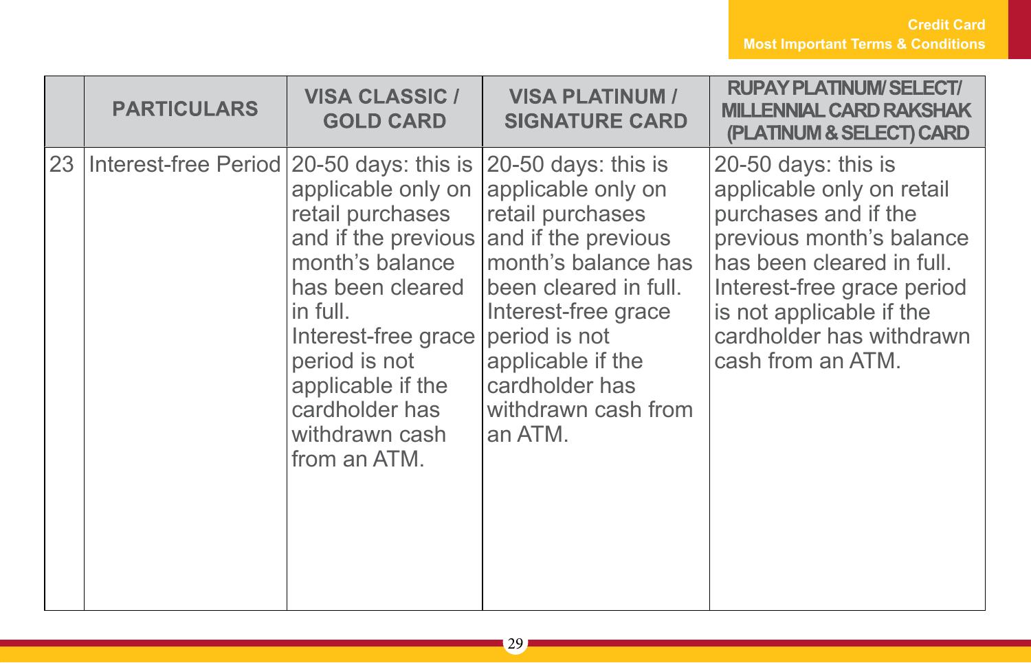| | PARTICULARS | VISA CLASSIC / GOLD CARD | VISA PLATINUM / SIGNATURE CARD | RUPAY PLATINUM/ SELECT/ MILLENNIAL CARD RAKSHAK (PLATINUM & SELECT) CARD |
|---|---|---|---|---|
| 23 | Interest-free Period | 20-50 days: this is applicable only on retail purchases and if the previous month's balance has been cleared in full. Interest-free grace period is not applicable if the cardholder has withdrawn cash from an ATM. | 20-50 days: this is applicable only on retail purchases and if the previous month's balance has been cleared in full. Interest-free grace period is not applicable if the cardholder has withdrawn cash from an ATM. | 20-50 days: this is applicable only on retail purchases and if the previous month's balance has been cleared in full. Interest-free grace period is not applicable if the cardholder has withdrawn cash from an ATM. |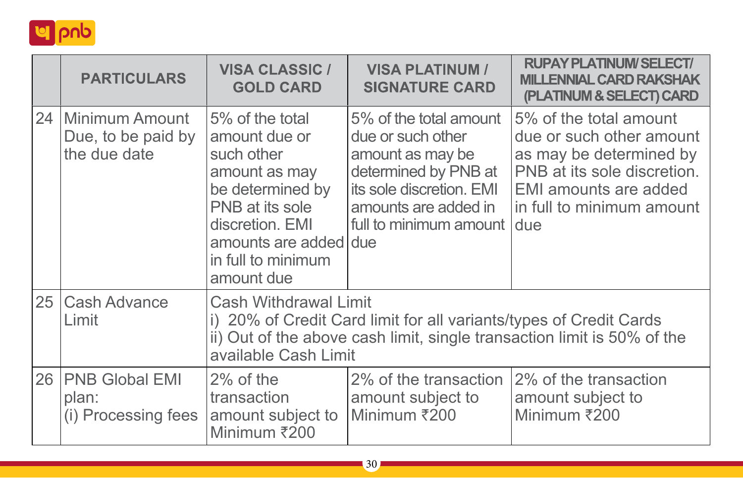| | PARTICULARS | VISA CLASSIC / GOLD CARD | VISA PLATINUM / SIGNATURE CARD | RUPAY PLATINUM/ SELECT/ MILLENNIAL CARD RAKSHAK (PLATINUM & SELECT) CARD |
|---|---|---|---|---|
| 24 | Minimum Amount Due, to be paid by the due date | 5% of the total amount due or such other amount as may be determined by PNB at its sole discretion. EMI amounts are added in full to minimum amount due | 5% of the total amount due or such other amount as may be determined by PNB at its sole discretion. EMI amounts are added in full to minimum amount due | 5% of the total amount due or such other amount as may be determined by PNB at its sole discretion. EMI amounts are added in full to minimum amount due |
| 25 | Cash Advance Limit | Cash Withdrawal Limit<br>i) 20% of Credit Card limit for all variants/types of Credit Cards<br>ii) Out of the above cash limit, single transaction limit is 50% of the available Cash Limit | | |
| 26 | PNB Global EMI plan:<br>(i) Processing fees | 2% of the transaction amount subject to Minimum ₹200 | 2% of the transaction amount subject to Minimum ₹200 | 2% of the transaction amount subject to Minimum ₹200 |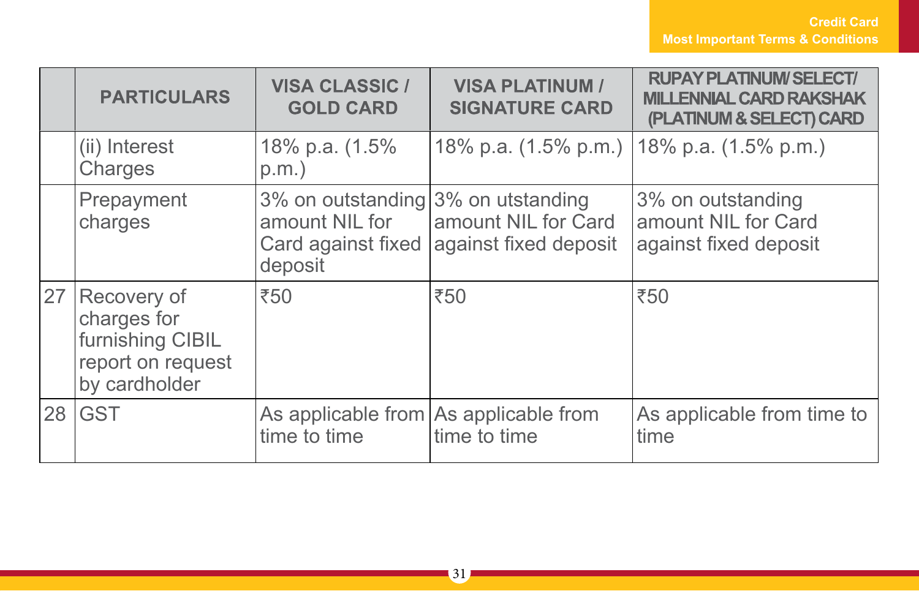| | PARTICULARS | VISA CLASSIC / GOLD CARD | VISA PLATINUM / SIGNATURE CARD | RUPAY PLATINUM/ SELECT/ MILLENNIAL CARD RAKSHAK (PLATINUM & SELECT) CARD |
|---|---|---|---|---|
| | (ii) Interest Charges | 18% p.a. (1.5% p.m.) | 18% p.a. (1.5% p.m.) | 18% p.a. (1.5% p.m.) |
| | Prepayment charges | 3% on outstanding amount NIL for Card against fixed deposit | 3% on utstanding amount NIL for Card against fixed deposit | 3% on outstanding amount NIL for Card against fixed deposit |
| 27 | Recovery of charges for furnishing CIBIL report on request by cardholder | ₹50 | ₹50 | ₹50 |
| 28 | GST | As applicable from time to time | As applicable from time to time | As applicable from time to time |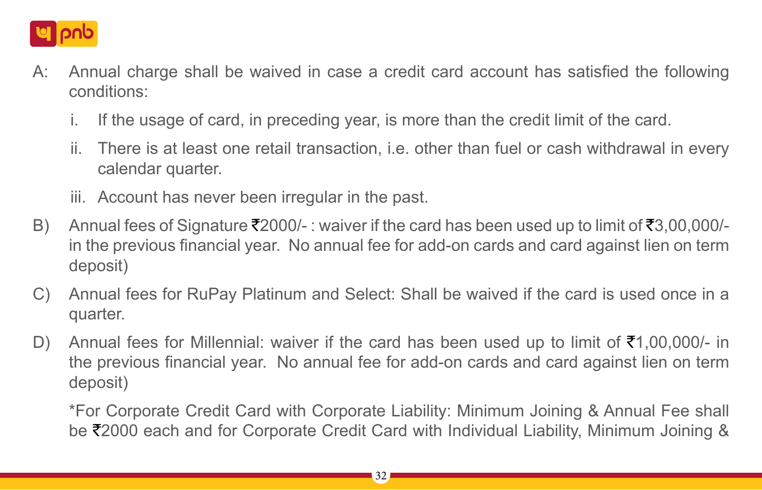A: Annual charge shall be waived in case a credit card account has satisfied the following conditions:

   i. If the usage of card, in preceding year, is more than the credit limit of the card.

   ii. There is at least one retail transaction, i.e. other than fuel or cash withdrawal in every calendar quarter.

   iii. Account has never been irregular in the past.

B) Annual fees of Signature ₹2000/- : waiver if the card has been used up to limit of ₹3,00,000/- in the previous financial year. No annual fee for add-on cards and card against lien on term deposit)

C) Annual fees for RuPay Platinum and Select: Shall be waived if the card is used once in a quarter.

D) Annual fees for Millennial: waiver if the card has been used up to limit of ₹1,00,000/- in the previous financial year. No annual fee for add-on cards and card against lien on term deposit)

*For Corporate Credit Card with Corporate Liability: Minimum Joining & Annual Fee shall be ₹2000 each and for Corporate Credit Card with Individual Liability, Minimum Joining &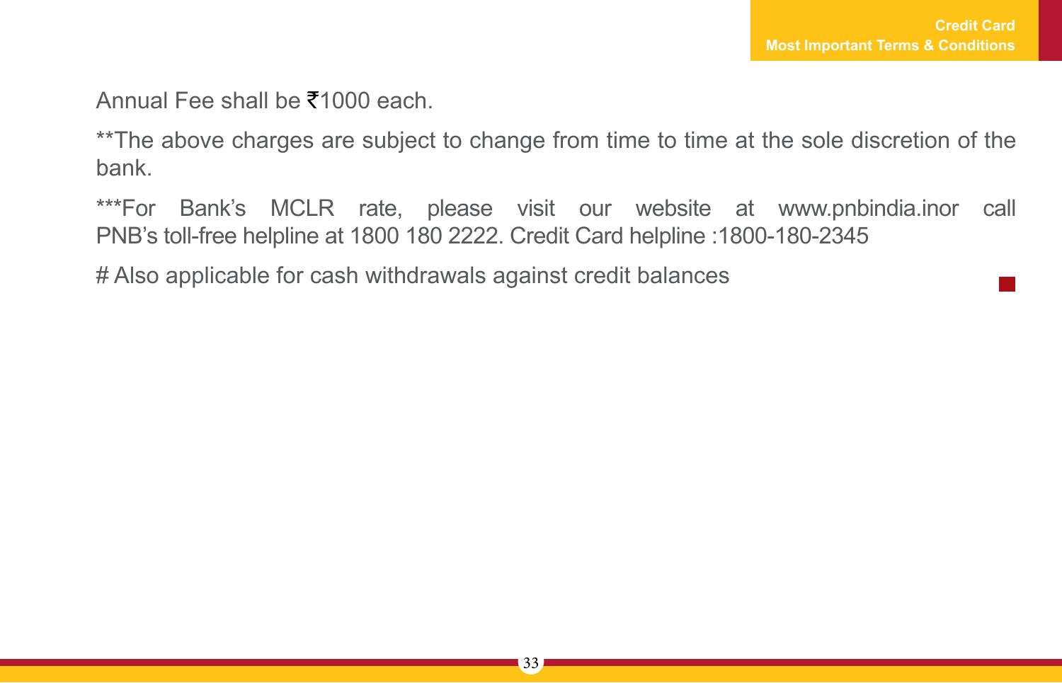Annual Fee shall be ₹1000 each.

**The above charges are subject to change from time to time at the sole discretion of the bank.

***For Bank's MCLR rate, please visit our website at www.pnbindia.inor call PNB's toll-free helpline at 1800 180 2222. Credit Card helpline :1800-180-2345

# Also applicable for cash withdrawals against credit balances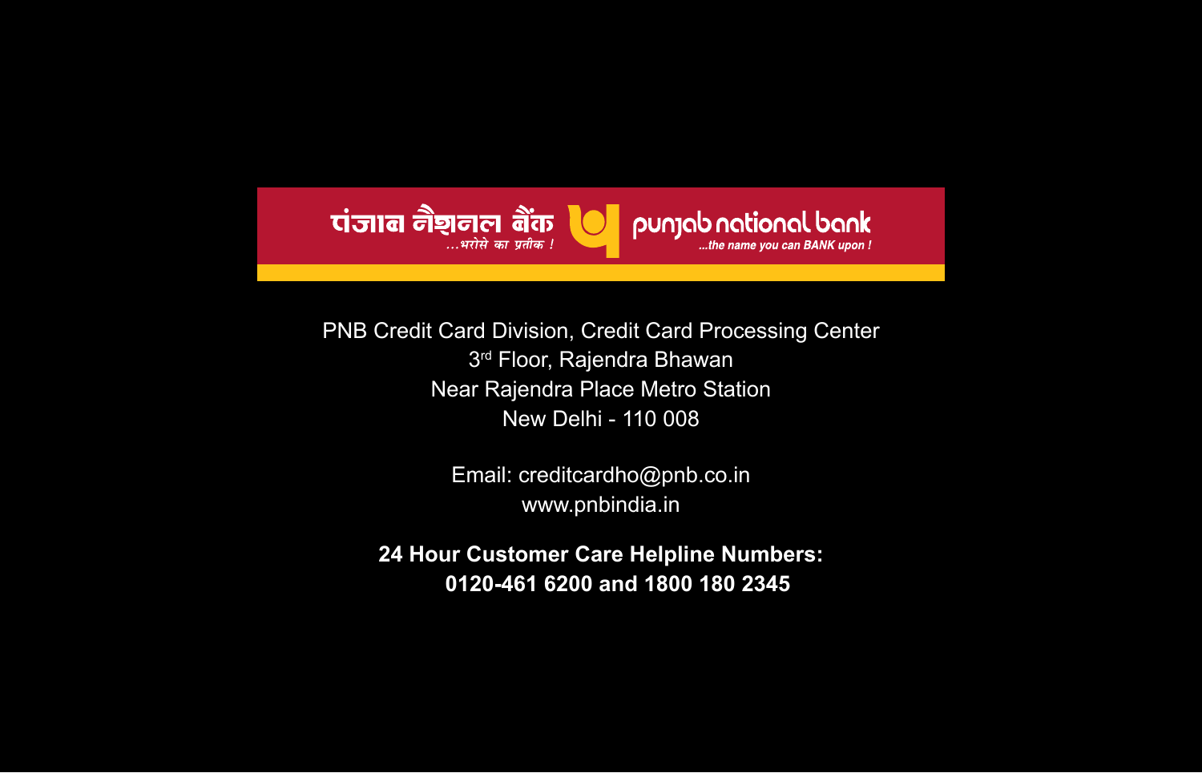पंजाब नैशनल बैंक
...भरोसे का प्रतीक !

punjab national bank
...the name you can BANK upon !

PNB Credit Card Division, Credit Card Processing Center
3rd Floor, Rajendra Bhawan
Near Rajendra Place Metro Station
New Delhi - 110 008

Email: creditcardho@pnb.co.in
www.pnbindia.in

**24 Hour Customer Care Helpline Numbers:**
**0120-461 6200 and 1800 180 2345**